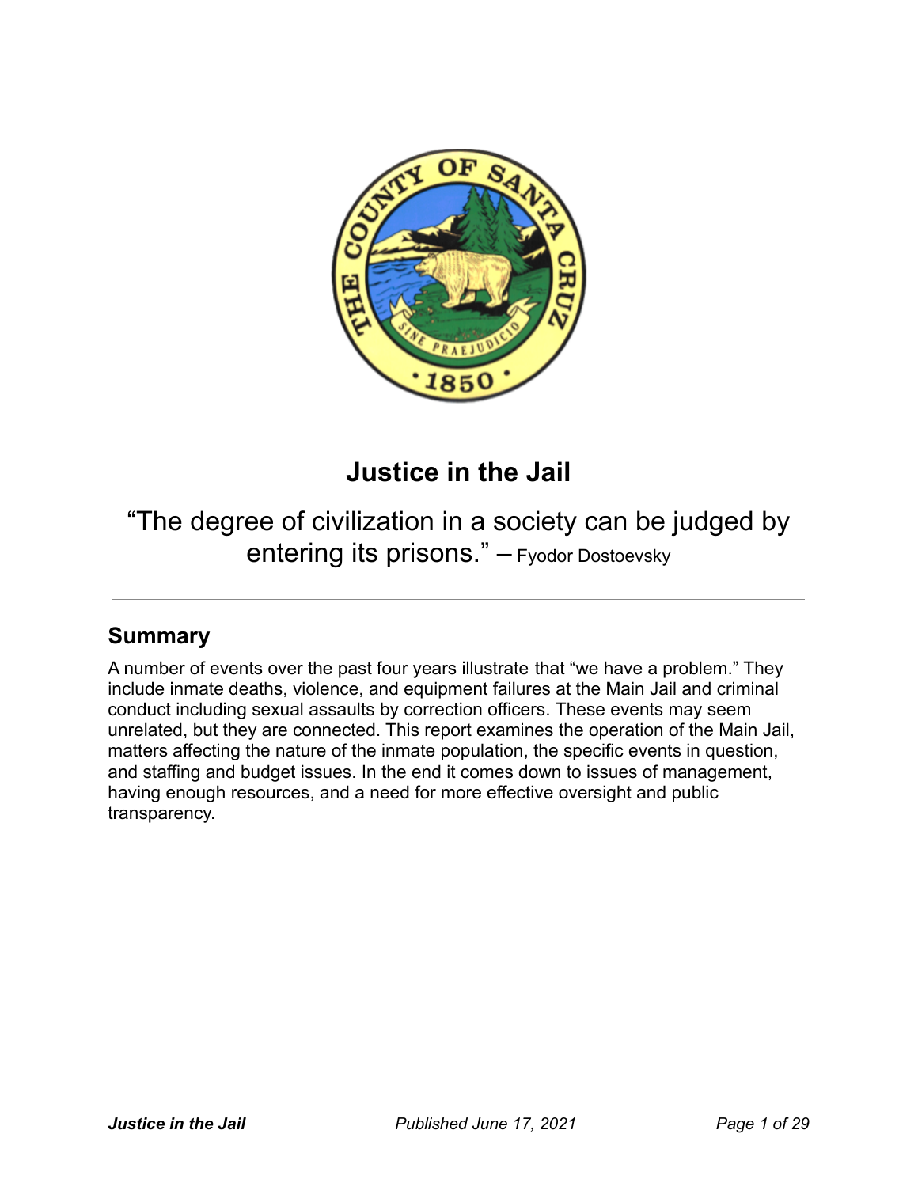# Justice in the Jail

"The degree of civilization in a society can be judged by entering its prisons." – Fyodor Dostoevsky

---

## Summary

A number of events over the past four years illustrate that "we have a problem." They include inmate deaths, violence, and equipment failures at the Main Jail and criminal conduct including sexual assaults by correction officers. These events may seem unrelated, but they are connected. This report examines the operation of the Main Jail, matters affecting the nature of the inmate population, the specific events in question, and staffing and budget issues. In the end it comes down to issues of management, having enough resources, and a need for more effective oversight and public transparency.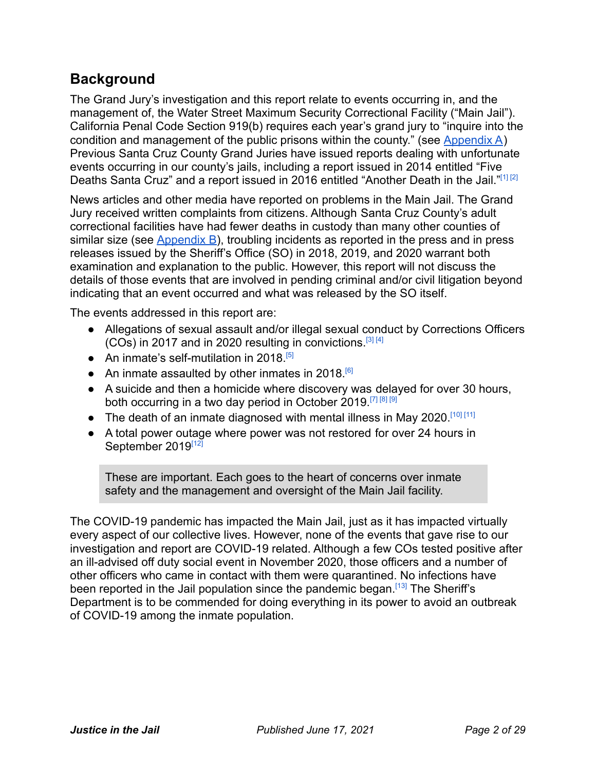## Background

The Grand Jury's investigation and this report relate to events occurring in, and the management of, the Water Street Maximum Security Correctional Facility ("Main Jail"). California Penal Code Section 919(b) requires each year's grand jury to "inquire into the condition and management of the public prisons within the county." (see Appendix A) Previous Santa Cruz County Grand Juries have issued reports dealing with unfortunate events occurring in our county's jails, including a report issued in 2014 entitled "Five Deaths Santa Cruz" and a report issued in 2016 entitled "Another Death in the Jail."[1] [2]

News articles and other media have reported on problems in the Main Jail. The Grand Jury received written complaints from citizens. Although Santa Cruz County's adult correctional facilities have had fewer deaths in custody than many other counties of similar size (see Appendix B), troubling incidents as reported in the press and in press releases issued by the Sheriff's Office (SO) in 2018, 2019, and 2020 warrant both examination and explanation to the public. However, this report will not discuss the details of those events that are involved in pending criminal and/or civil litigation beyond indicating that an event occurred and what was released by the SO itself.

The events addressed in this report are:

- Allegations of sexual assault and/or illegal sexual conduct by Corrections Officers (COs) in 2017 and in 2020 resulting in convictions.[3] [4]
- An inmate's self-mutilation in 2018.[5]
- An inmate assaulted by other inmates in 2018.[6]
- A suicide and then a homicide where discovery was delayed for over 30 hours, both occurring in a two day period in October 2019.[7] [8] [9]
- The death of an inmate diagnosed with mental illness in May 2020.[10] [11]
- A total power outage where power was not restored for over 24 hours in September 2019[12]

> These are important. Each goes to the heart of concerns over inmate safety and the management and oversight of the Main Jail facility.

The COVID-19 pandemic has impacted the Main Jail, just as it has impacted virtually every aspect of our collective lives. However, none of the events that gave rise to our investigation and report are COVID-19 related. Although a few COs tested positive after an ill-advised off duty social event in November 2020, those officers and a number of other officers who came in contact with them were quarantined. No infections have been reported in the Jail population since the pandemic began.[13] The Sheriff's Department is to be commended for doing everything in its power to avoid an outbreak of COVID-19 among the inmate population.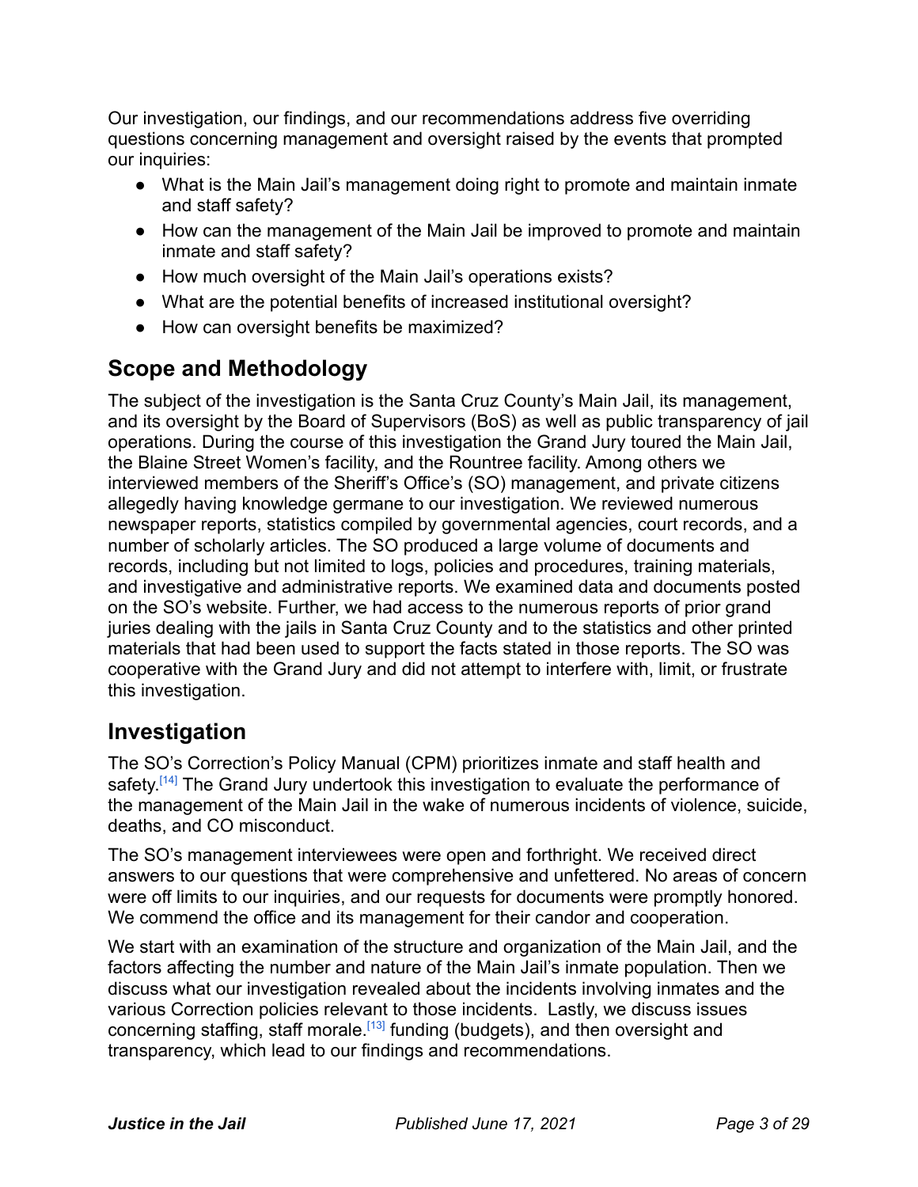Our investigation, our findings, and our recommendations address five overriding questions concerning management and oversight raised by the events that prompted our inquiries:

- What is the Main Jail's management doing right to promote and maintain inmate and staff safety?
- How can the management of the Main Jail be improved to promote and maintain inmate and staff safety?
- How much oversight of the Main Jail's operations exists?
- What are the potential benefits of increased institutional oversight?
- How can oversight benefits be maximized?

## Scope and Methodology

The subject of the investigation is the Santa Cruz County's Main Jail, its management, and its oversight by the Board of Supervisors (BoS) as well as public transparency of jail operations. During the course of this investigation the Grand Jury toured the Main Jail, the Blaine Street Women's facility, and the Rountree facility. Among others we interviewed members of the Sheriff's Office's (SO) management, and private citizens allegedly having knowledge germane to our investigation. We reviewed numerous newspaper reports, statistics compiled by governmental agencies, court records, and a number of scholarly articles. The SO produced a large volume of documents and records, including but not limited to logs, policies and procedures, training materials, and investigative and administrative reports. We examined data and documents posted on the SO's website. Further, we had access to the numerous reports of prior grand juries dealing with the jails in Santa Cruz County and to the statistics and other printed materials that had been used to support the facts stated in those reports. The SO was cooperative with the Grand Jury and did not attempt to interfere with, limit, or frustrate this investigation.

## Investigation

The SO's Correction's Policy Manual (CPM) prioritizes inmate and staff health and safety.[14] The Grand Jury undertook this investigation to evaluate the performance of the management of the Main Jail in the wake of numerous incidents of violence, suicide, deaths, and CO misconduct.

The SO's management interviewees were open and forthright. We received direct answers to our questions that were comprehensive and unfettered. No areas of concern were off limits to our inquiries, and our requests for documents were promptly honored. We commend the office and its management for their candor and cooperation.

We start with an examination of the structure and organization of the Main Jail, and the factors affecting the number and nature of the Main Jail's inmate population. Then we discuss what our investigation revealed about the incidents involving inmates and the various Correction policies relevant to those incidents. Lastly, we discuss issues concerning staffing, staff morale.[13] funding (budgets), and then oversight and transparency, which lead to our findings and recommendations.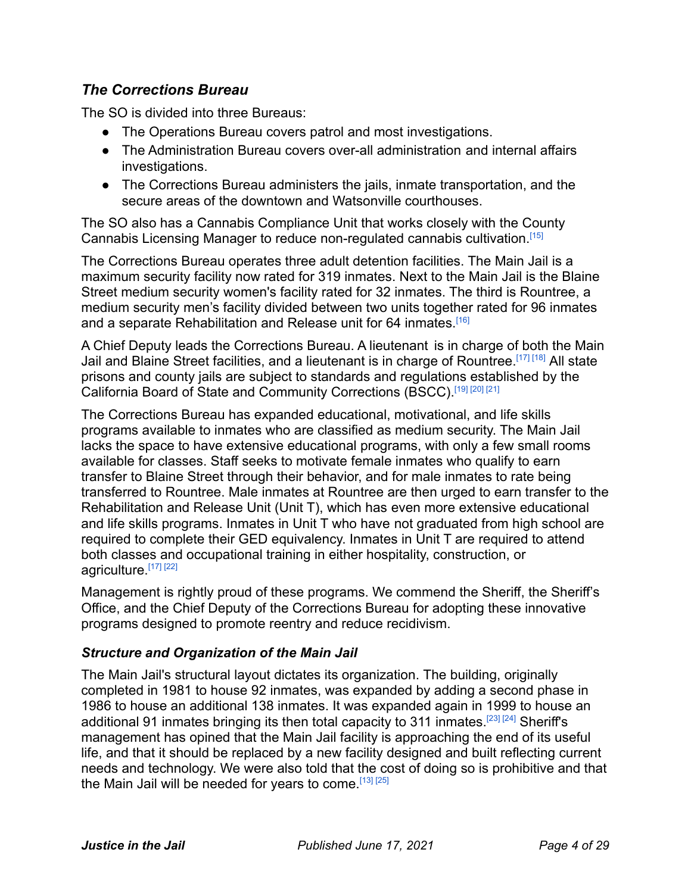### *The Corrections Bureau*

The SO is divided into three Bureaus:

- The Operations Bureau covers patrol and most investigations.
- The Administration Bureau covers over-all administration and internal affairs investigations.
- The Corrections Bureau administers the jails, inmate transportation, and the secure areas of the downtown and Watsonville courthouses.

The SO also has a Cannabis Compliance Unit that works closely with the County Cannabis Licensing Manager to reduce non-regulated cannabis cultivation.[15]

The Corrections Bureau operates three adult detention facilities. The Main Jail is a maximum security facility now rated for 319 inmates. Next to the Main Jail is the Blaine Street medium security women's facility rated for 32 inmates. The third is Rountree, a medium security men's facility divided between two units together rated for 96 inmates and a separate Rehabilitation and Release unit for 64 inmates.[16]

A Chief Deputy leads the Corrections Bureau. A lieutenant is in charge of both the Main Jail and Blaine Street facilities, and a lieutenant is in charge of Rountree.[17] [18] All state prisons and county jails are subject to standards and regulations established by the California Board of State and Community Corrections (BSCC).[19] [20] [21]

The Corrections Bureau has expanded educational, motivational, and life skills programs available to inmates who are classified as medium security. The Main Jail lacks the space to have extensive educational programs, with only a few small rooms available for classes. Staff seeks to motivate female inmates who qualify to earn transfer to Blaine Street through their behavior, and for male inmates to rate being transferred to Rountree. Male inmates at Rountree are then urged to earn transfer to the Rehabilitation and Release Unit (Unit T), which has even more extensive educational and life skills programs. Inmates in Unit T who have not graduated from high school are required to complete their GED equivalency. Inmates in Unit T are required to attend both classes and occupational training in either hospitality, construction, or agriculture.[17] [22]

Management is rightly proud of these programs. We commend the Sheriff, the Sheriff's Office, and the Chief Deputy of the Corrections Bureau for adopting these innovative programs designed to promote reentry and reduce recidivism.

### *Structure and Organization of the Main Jail*

The Main Jail's structural layout dictates its organization. The building, originally completed in 1981 to house 92 inmates, was expanded by adding a second phase in 1986 to house an additional 138 inmates. It was expanded again in 1999 to house an additional 91 inmates bringing its then total capacity to 311 inmates.[23] [24] Sheriff's management has opined that the Main Jail facility is approaching the end of its useful life, and that it should be replaced by a new facility designed and built reflecting current needs and technology. We were also told that the cost of doing so is prohibitive and that the Main Jail will be needed for years to come.[13] [25]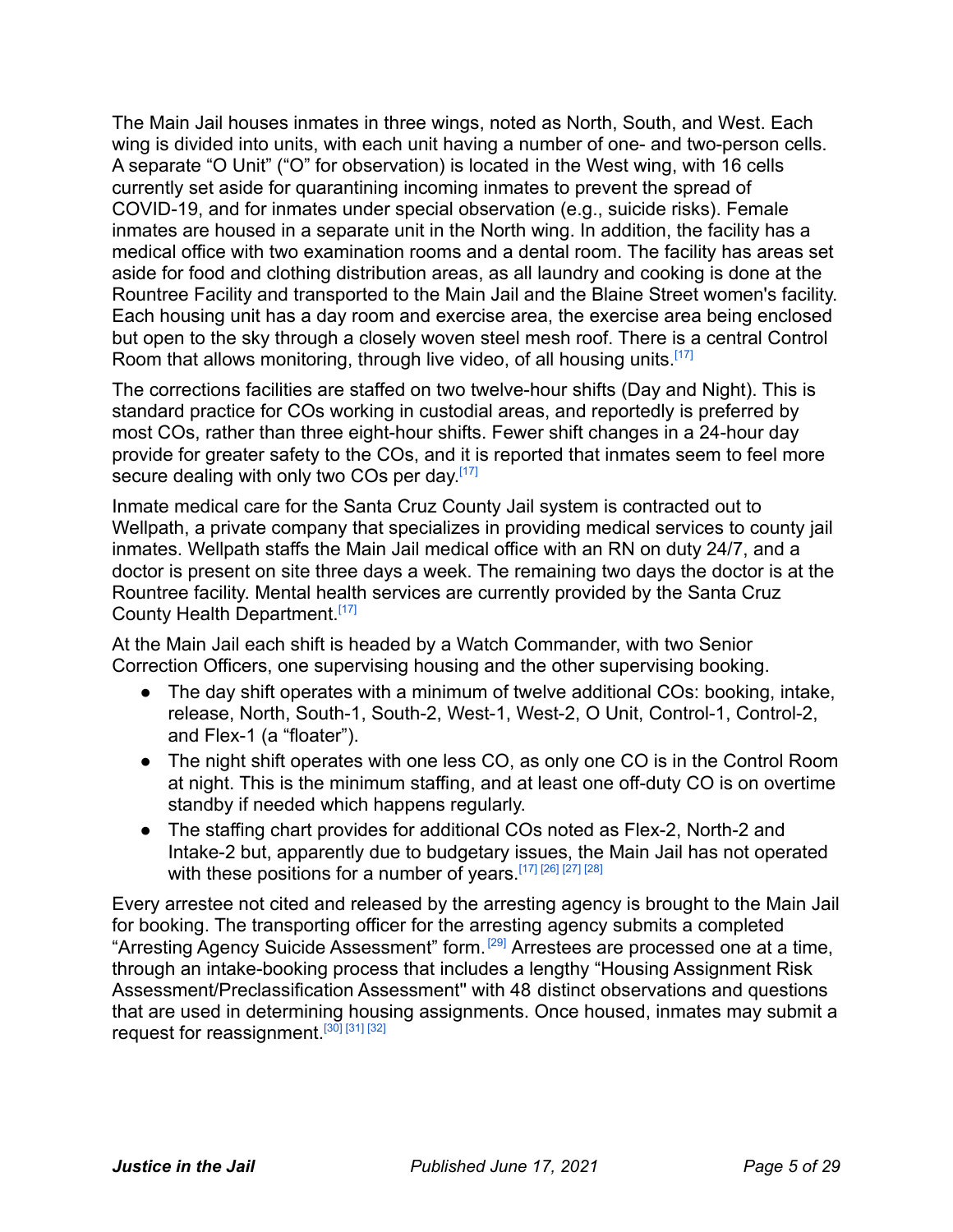The Main Jail houses inmates in three wings, noted as North, South, and West. Each wing is divided into units, with each unit having a number of one- and two-person cells. A separate "O Unit" ("O" for observation) is located in the West wing, with 16 cells currently set aside for quarantining incoming inmates to prevent the spread of COVID-19, and for inmates under special observation (e.g., suicide risks). Female inmates are housed in a separate unit in the North wing. In addition, the facility has a medical office with two examination rooms and a dental room. The facility has areas set aside for food and clothing distribution areas, as all laundry and cooking is done at the Rountree Facility and transported to the Main Jail and the Blaine Street women's facility. Each housing unit has a day room and exercise area, the exercise area being enclosed but open to the sky through a closely woven steel mesh roof. There is a central Control Room that allows monitoring, through live video, of all housing units.[17]

The corrections facilities are staffed on two twelve-hour shifts (Day and Night). This is standard practice for COs working in custodial areas, and reportedly is preferred by most COs, rather than three eight-hour shifts. Fewer shift changes in a 24-hour day provide for greater safety to the COs, and it is reported that inmates seem to feel more secure dealing with only two COs per day.[17]

Inmate medical care for the Santa Cruz County Jail system is contracted out to Wellpath, a private company that specializes in providing medical services to county jail inmates. Wellpath staffs the Main Jail medical office with an RN on duty 24/7, and a doctor is present on site three days a week. The remaining two days the doctor is at the Rountree facility. Mental health services are currently provided by the Santa Cruz County Health Department.[17]

At the Main Jail each shift is headed by a Watch Commander, with two Senior Correction Officers, one supervising housing and the other supervising booking.

- The day shift operates with a minimum of twelve additional COs: booking, intake, release, North, South-1, South-2, West-1, West-2, O Unit, Control-1, Control-2, and Flex-1 (a "floater").
- The night shift operates with one less CO, as only one CO is in the Control Room at night. This is the minimum staffing, and at least one off-duty CO is on overtime standby if needed which happens regularly.
- The staffing chart provides for additional COs noted as Flex-2, North-2 and Intake-2 but, apparently due to budgetary issues, the Main Jail has not operated with these positions for a number of years.[17] [26] [27] [28]

Every arrestee not cited and released by the arresting agency is brought to the Main Jail for booking. The transporting officer for the arresting agency submits a completed "Arresting Agency Suicide Assessment" form.[29] Arrestees are processed one at a time, through intake-booking process that includes a lengthy "Housing Assignment Risk Assessment/Preclassification Assessment" with 48 distinct observations and questions that are used in determining housing assignments. Once housed, inmates may submit a request for reassignment.[30] [31] [32]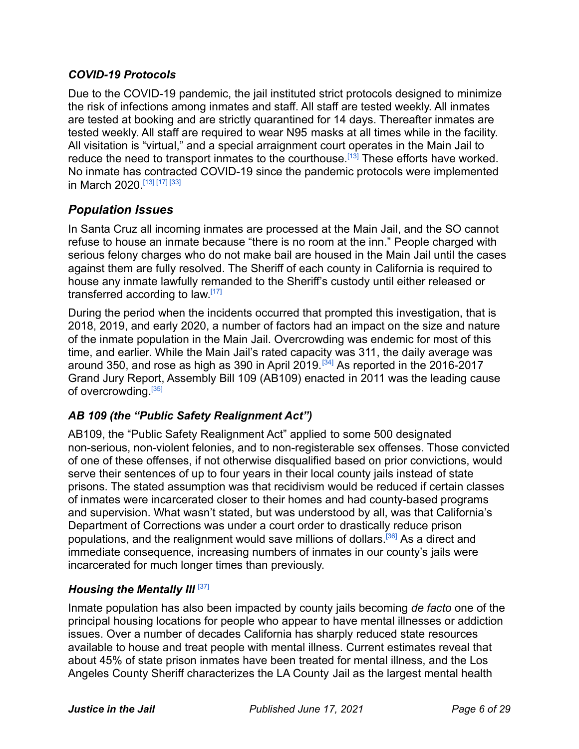### *COVID-19 Protocols*

Due to the COVID-19 pandemic, the jail instituted strict protocols designed to minimize the risk of infections among inmates and staff. All staff are tested weekly. All inmates are tested at booking and are strictly quarantined for 14 days. Thereafter inmates are tested weekly. All staff are required to wear N95 masks at all times while in the facility. All visitation is "virtual," and a special arraignment court operates in the Main Jail to reduce the need to transport inmates to the courthouse.[13] These efforts have worked. No inmate has contracted COVID-19 since the pandemic protocols were implemented in March 2020.[13] [17] [33]

## *Population Issues*

In Santa Cruz all incoming inmates are processed at the Main Jail, and the SO cannot refuse to house an inmate because "there is no room at the inn." People charged with serious felony charges who do not make bail are housed in the Main Jail until the cases against them are fully resolved. The Sheriff of each county in California is required to house any inmate lawfully remanded to the Sheriff's custody until either released or transferred according to law.[17]

During the period when the incidents occurred that prompted this investigation, that is 2018, 2019, and early 2020, a number of factors had an impact on the size and nature of the inmate population in the Main Jail. Overcrowding was endemic for most of this time, and earlier. While the Main Jail's rated capacity was 311, the daily average was around 350, and rose as high as 390 in April 2019.[34] As reported in the 2016-2017 Grand Jury Report, Assembly Bill 109 (AB109) enacted in 2011 was the leading cause of overcrowding.[35]

### *AB 109 (the "Public Safety Realignment Act")*

AB109, the "Public Safety Realignment Act" applied to some 500 designated non-serious, non-violent felonies, and to non-registerable sex offenses. Those convicted of one of these offenses, if not otherwise disqualified based on prior convictions, would serve their sentences of up to four years in their local county jails instead of state prisons. The stated assumption was that recidivism would be reduced if certain classes of inmates were incarcerated closer to their homes and had county-based programs and supervision. What wasn't stated, but was understood by all, was that California's Department of Corrections was under a court order to drastically reduce prison populations, and the realignment would save millions of dollars.[36] As a direct and immediate consequence, increasing numbers of inmates in our county's jails were incarcerated for much longer times than previously.

### *Housing the Mentally Ill* [37]

Inmate population has also been impacted by county jails becoming *de facto* one of the principal housing locations for people who appear to have mental illnesses or addiction issues. Over a number of decades California has sharply reduced state resources available to house and treat people with mental illness. Current estimates reveal that about 45% of state prison inmates have been treated for mental illness, and the Los Angeles County Sheriff characterizes the LA County Jail as the largest mental health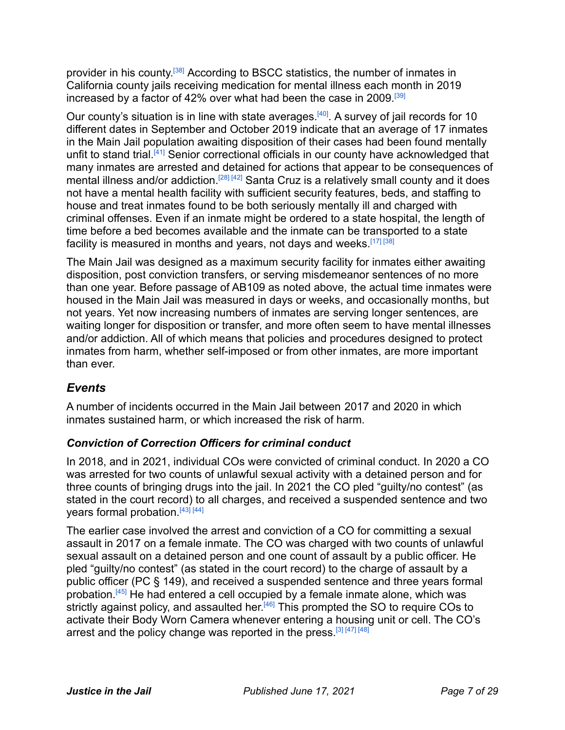provider in his county.[38] According to BSCC statistics, the number of inmates in California county jails receiving medication for mental illness each month in 2019 increased by a factor of 42% over what had been the case in 2009.[39]

Our county's situation is in line with state averages.[40]. A survey of jail records for 10 different dates in September and October 2019 indicate that an average of 17 inmates in the Main Jail population awaiting disposition of their cases had been found mentally unfit to stand trial.[41] Senior correctional officials in our county have acknowledged that many inmates are arrested and detained for actions that appear to be consequences of mental illness and/or addiction.[28] [42] Santa Cruz is a relatively small county and it does not have a mental health facility with sufficient security features, beds, and staffing to house and treat inmates found to be both seriously mentally ill and charged with criminal offenses. Even if an inmate might be ordered to a state hospital, the length of time before a bed becomes available and the inmate can be transported to a state facility is measured in months and years, not days and weeks.[17] [38]

The Main Jail was designed as a maximum security facility for inmates either awaiting disposition, post conviction transfers, or serving misdemeanor sentences of no more than one year. Before passage of AB109 as noted above, the actual time inmates were housed in the Main Jail was measured in days or weeks, and occasionally months, but not years. Yet now increasing numbers of inmates are serving longer sentences, are waiting longer for disposition or transfer, and more often seem to have mental illnesses and/or addiction. All of which means that policies and procedures designed to protect inmates from harm, whether self-imposed or from other inmates, are more important than ever.

## *Events*

A number of incidents occurred in the Main Jail between 2017 and 2020 in which inmates sustained harm, or which increased the risk of harm.

### *Conviction of Correction Officers for criminal conduct*

In 2018, and in 2021, individual COs were convicted of criminal conduct. In 2020 a CO was arrested for two counts of unlawful sexual activity with a detained person and for three counts of bringing drugs into the jail. In 2021 the CO pled "guilty/no contest" (as stated in the court record) to all charges, and received a suspended sentence and two years formal probation.[43] [44]

The earlier case involved the arrest and conviction of a CO for committing a sexual assault in 2017 on a female inmate. The CO was charged with two counts of unlawful sexual assault on a detained person and one count of assault by a public officer. He pled "guilty/no contest" (as stated in the court record) to the charge of assault by a public officer (PC § 149), and received a suspended sentence and three years formal probation.[45] He had entered a cell occupied by a female inmate alone, which was strictly against policy, and assaulted her.[46] This prompted the SO to require COs to activate their Body Worn Camera whenever entering a housing unit or cell. The CO's arrest and the policy change was reported in the press.[3] [47] [48]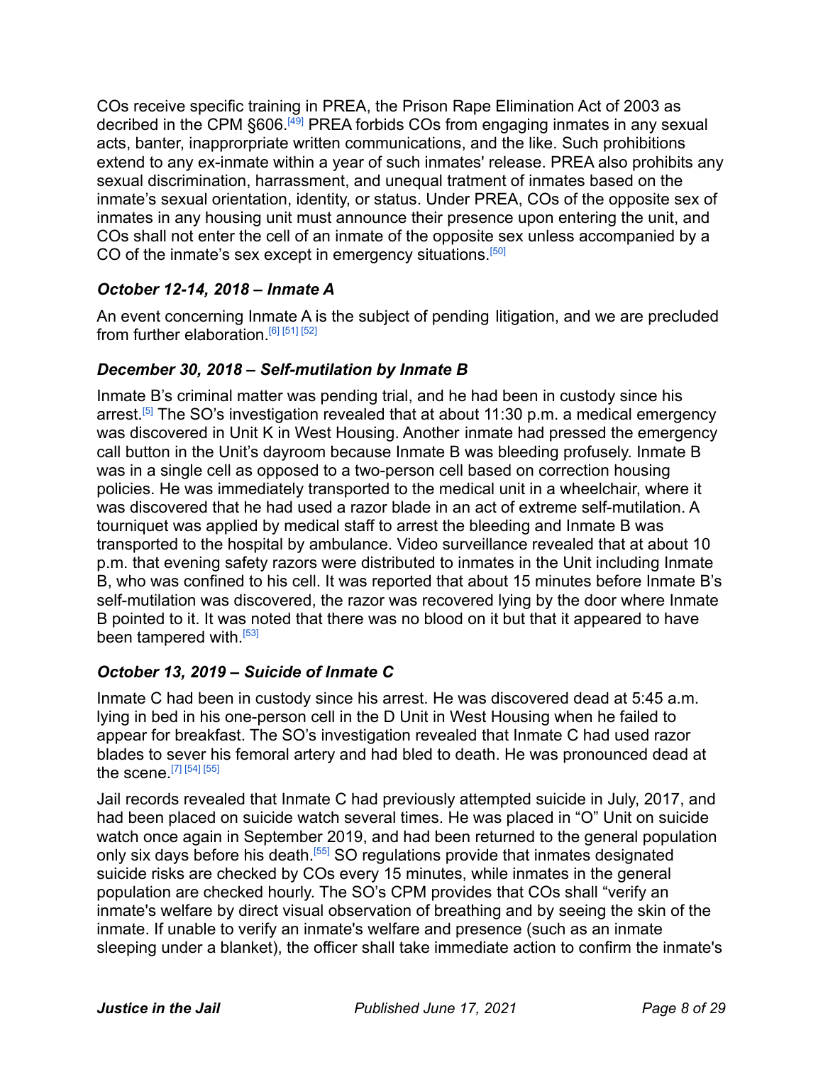COs receive specific training in PREA, the Prison Rape Elimination Act of 2003 as decribed in the CPM §606.[49] PREA forbids COs from engaging inmates in any sexual acts, banter, inapprorpriate written communications, and the like. Such prohibitions extend to any ex-inmate within a year of such inmates' release. PREA also prohibits any sexual discrimination, harrassment, and unequal tratment of inmates based on the inmate's sexual orientation, identity, or status. Under PREA, COs of the opposite sex of inmates in any housing unit must announce their presence upon entering the unit, and COs shall not enter the cell of an inmate of the opposite sex unless accompanied by a CO of the inmate's sex except in emergency situations.[50]

### *October 12-14, 2018 – Inmate A*

An event concerning Inmate A is the subject of pending litigation, and we are precluded from further elaboration.[6] [51] [52]

### *December 30, 2018 – Self-mutilation by Inmate B*

Inmate B's criminal matter was pending trial, and he had been in custody since his arrest.[5] The SO's investigation revealed that at about 11:30 p.m. a medical emergency was discovered in Unit K in West Housing. Another inmate had pressed the emergency call button in the Unit's dayroom because Inmate B was bleeding profusely. Inmate B was in a single cell as opposed to a two-person cell based on correction housing policies. He was immediately transported to the medical unit in a wheelchair, where it was discovered that he had used a razor blade in an act of extreme self-mutilation. A tourniquet was applied by medical staff to arrest the bleeding and Inmate B was transported to the hospital by ambulance. Video surveillance revealed that at about 10 p.m. that evening safety razors were distributed to inmates in the Unit including Inmate B, who was confined to his cell. It was reported that about 15 minutes before Inmate B's self-mutilation was discovered, the razor was recovered lying by the door where Inmate B pointed to it. It was noted that there was no blood on it but that it appeared to have been tampered with.[53]

### *October 13, 2019 – Suicide of Inmate C*

Inmate C had been in custody since his arrest. He was discovered dead at 5:45 a.m. lying in bed in his one-person cell in the D Unit in West Housing when he failed to appear for breakfast. The SO's investigation revealed that Inmate C had used razor blades to sever his femoral artery and had bled to death. He was pronounced dead at the scene.[7] [54] [55]

Jail records revealed that Inmate C had previously attempted suicide in July, 2017, and had been placed on suicide watch several times. He was placed in "O" Unit on suicide watch once again in September 2019, and had been returned to the general population only six days before his death.[55] SO regulations provide that inmates designated suicide risks are checked by COs every 15 minutes, while inmates in the general population are checked hourly. The SO's CPM provides that COs shall "verify an inmate's welfare by direct visual observation of breathing and by seeing the skin of the inmate. If unable to verify an inmate's welfare and presence (such as an inmate sleeping under a blanket), the officer shall take immediate action to confirm the inmate's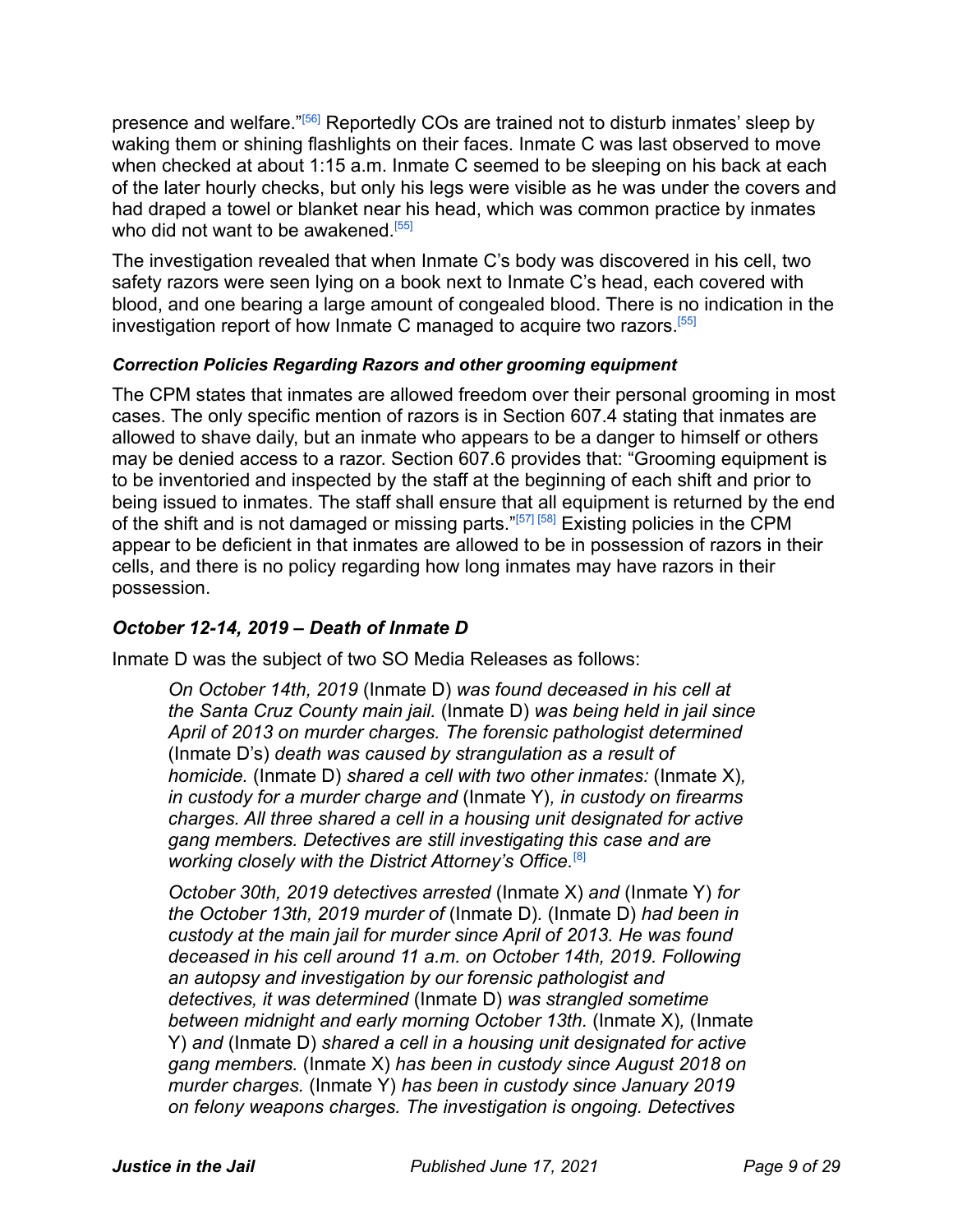presence and welfare."[56] Reportedly COs are trained not to disturb inmates' sleep by waking them or shining flashlights on their faces. Inmate C was last observed to move when checked at about 1:15 a.m. Inmate C seemed to be sleeping on his back at each of the later hourly checks, but only his legs were visible as he was under the covers and had draped a towel or blanket near his head, which was common practice by inmates who did not want to be awakened.[55]

The investigation revealed that when Inmate C's body was discovered in his cell, two safety razors were seen lying on a book next to Inmate C's head, each covered with blood, and one bearing a large amount of congealed blood. There is no indication in the investigation report of how Inmate C managed to acquire two razors.[55]

#### *Correction Policies Regarding Razors and other grooming equipment*

The CPM states that inmates are allowed freedom over their personal grooming in most cases. The only specific mention of razors is in Section 607.4 stating that inmates are allowed to shave daily, but an inmate who appears to be a danger to himself or others may be denied access to a razor. Section 607.6 provides that: "Grooming equipment is to be inventoried and inspected by the staff at the beginning of each shift and prior to being issued to inmates. The staff shall ensure that all equipment is returned by the end of the shift and is not damaged or missing parts."[57] [58] Existing policies in the CPM appear to be deficient in that inmates are allowed to be in possession of razors in their cells, and there is no policy regarding how long inmates may have razors in their possession.

### *October 12-14, 2019 – Death of Inmate D*

Inmate D was the subject of two SO Media Releases as follows:

> *On October 14th, 2019* (Inmate D) *was found deceased in his cell at the Santa Cruz County main jail.* (Inmate D) *was being held in jail since April of 2013 on murder charges. The forensic pathologist determined* (Inmate D's) *death was caused by strangulation as a result of homicide.* (Inmate D) *shared a cell with two other inmates:* (Inmate X)*, in custody for a murder charge and* (Inmate Y)*, in custody on firearms charges. All three shared a cell in a housing unit designated for active gang members. Detectives are still investigating this case and are working closely with the District Attorney's Office.*[8]
>
> *October 30th, 2019 detectives arrested* (Inmate X) *and* (Inmate Y) *for the October 13th, 2019 murder of* (Inmate D)*.* (Inmate D) *had been in custody at the main jail for murder since April of 2013. He was found deceased in his cell around 11 a.m. on October 14th, 2019. Following an autopsy and investigation by our forensic pathologist and detectives, it was determined* (Inmate D) *was strangled sometime between midnight and early morning October 13th.* (Inmate X)*,* (Inmate Y) *and* (Inmate D) *shared a cell in a housing unit designated for active gang members.* (Inmate X) *has been in custody since August 2018 on murder charges.* (Inmate Y) *has been in custody since January 2019 on felony weapons charges. The investigation is ongoing. Detectives*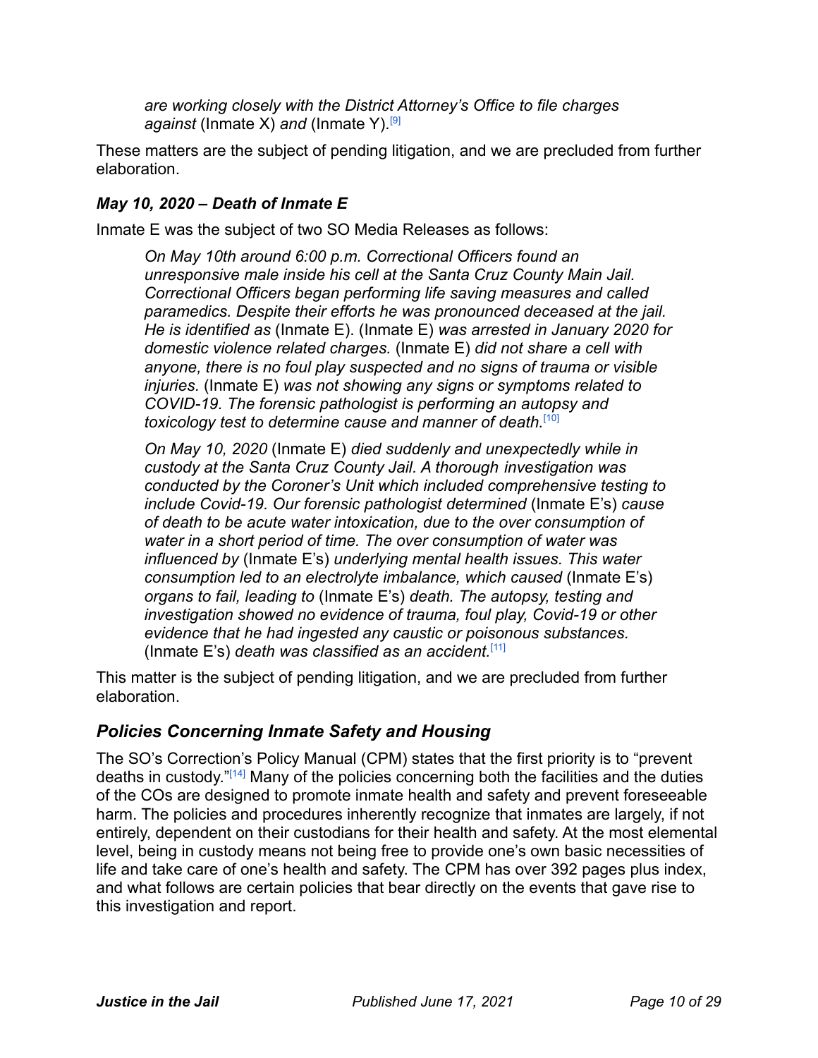*are working closely with the District Attorney's Office to file charges against* (Inmate X) *and* (Inmate Y).[9]

These matters are the subject of pending litigation, and we are precluded from further elaboration.

### *May 10, 2020 – Death of Inmate E*

Inmate E was the subject of two SO Media Releases as follows:

> *On May 10th around 6:00 p.m. Correctional Officers found an unresponsive male inside his cell at the Santa Cruz County Main Jail. Correctional Officers began performing life saving measures and called paramedics. Despite their efforts he was pronounced deceased at the jail. He is identified as* (Inmate E). (Inmate E) *was arrested in January 2020 for domestic violence related charges.* (Inmate E) *did not share a cell with anyone, there is no foul play suspected and no signs of trauma or visible injuries.* (Inmate E) *was not showing any signs or symptoms related to COVID-19. The forensic pathologist is performing an autopsy and toxicology test to determine cause and manner of death.*[10]
>
> *On May 10, 2020* (Inmate E) *died suddenly and unexpectedly while in custody at the Santa Cruz County Jail. A thorough investigation was conducted by the Coroner's Unit which included comprehensive testing to include Covid-19. Our forensic pathologist determined* (Inmate E's) *cause of death to be acute water intoxication, due to the over consumption of water in a short period of time. The over consumption of water was influenced by* (Inmate E's) *underlying mental health issues. This water consumption led to an electrolyte imbalance, which caused* (Inmate E's) *organs to fail, leading to* (Inmate E's) *death. The autopsy, testing and investigation showed no evidence of trauma, foul play, Covid-19 or other evidence that he had ingested any caustic or poisonous substances.* (Inmate E's) *death was classified as an accident.*[11]

This matter is the subject of pending litigation, and we are precluded from further elaboration.

## *Policies Concerning Inmate Safety and Housing*

The SO's Correction's Policy Manual (CPM) states that the first priority is to "prevent deaths in custody."[14] Many of the policies concerning both the facilities and the duties of the COs are designed to promote inmate health and safety and prevent foreseeable harm. The policies and procedures inherently recognize that inmates are largely, if not entirely, dependent on their custodians for their health and safety. At the most elemental level, being in custody means not being free to provide one's own basic necessities of life and take care of one's health and safety. The CPM has over 392 pages plus index, and what follows are certain policies that bear directly on the events that gave rise to this investigation and report.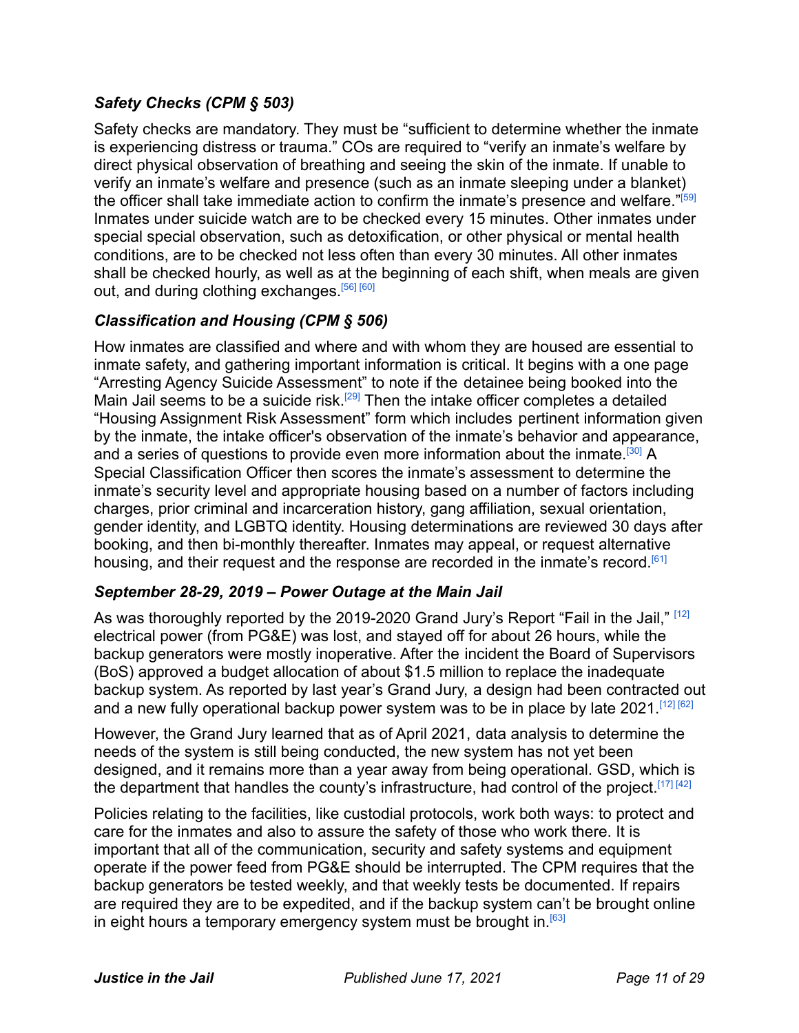### *Safety Checks (CPM § 503)*

Safety checks are mandatory. They must be "sufficient to determine whether the inmate is experiencing distress or trauma." COs are required to "verify an inmate's welfare by direct physical observation of breathing and seeing the skin of the inmate. If unable to verify an inmate's welfare and presence (such as an inmate sleeping under a blanket) the officer shall take immediate action to confirm the inmate's presence and welfare."[59] Inmates under suicide watch are to be checked every 15 minutes. Other inmates under special special observation, such as detoxification, or other physical or mental health conditions, are to be checked not less often than every 30 minutes. All other inmates shall be checked hourly, as well as at the beginning of each shift, when meals are given out, and during clothing exchanges.[56] [60]

### *Classification and Housing (CPM § 506)*

How inmates are classified and where and with whom they are housed are essential to inmate safety, and gathering important information is critical. It begins with a one page "Arresting Agency Suicide Assessment" to note if the detainee being booked into the Main Jail seems to be a suicide risk.[29] Then the intake officer completes a detailed "Housing Assignment Risk Assessment" form which includes pertinent information given by the inmate, the intake officer's observation of the inmate's behavior and appearance, and a series of questions to provide even more information about the inmate.[30] A Special Classification Officer then scores the inmate's assessment to determine the inmate's security level and appropriate housing based on a number of factors including charges, prior criminal and incarceration history, gang affiliation, sexual orientation, gender identity, and LGBTQ identity. Housing determinations are reviewed 30 days after booking, and then bi-monthly thereafter. Inmates may appeal, or request alternative housing, and their request and the response are recorded in the inmate's record.[61]

### *September 28-29, 2019 – Power Outage at the Main Jail*

As was thoroughly reported by the 2019-2020 Grand Jury's Report "Fail in the Jail," [12] electrical power (from PG&E) was lost, and stayed off for about 26 hours, while the backup generators were mostly inoperative. After the incident the Board of Supervisors (BoS) approved a budget allocation of about $1.5 million to replace the inadequate backup system. As reported by last year's Grand Jury, a design had been contracted out and a new fully operational backup power system was to be in place by late 2021.[12] [62]

However, the Grand Jury learned that as of April 2021, data analysis to determine the needs of the system is still being conducted, the new system has not yet been designed, and it remains more than a year away from being operational. GSD, which is the department that handles the county's infrastructure, had control of the project.[17] [42]

Policies relating to the facilities, like custodial protocols, work both ways: to protect and care for the inmates and also to assure the safety of those who work there. It is important that all of the communication, security and safety systems and equipment operate if the power feed from PG&E should be interrupted. The CPM requires that the backup generators be tested weekly, and that weekly tests be documented. If repairs are required they are to be expedited, and if the backup system can't be brought online in eight hours a temporary emergency system must be brought in.[63]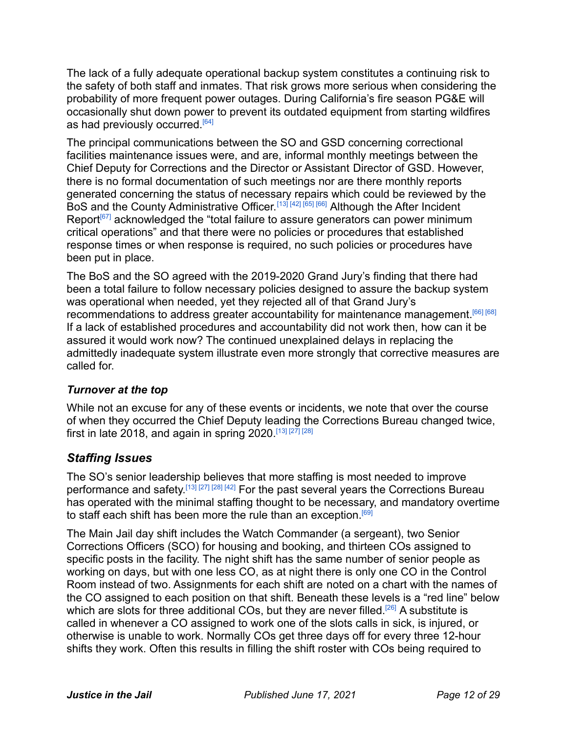The lack of a fully adequate operational backup system constitutes a continuing risk to the safety of both staff and inmates. That risk grows more serious when considering the probability of more frequent power outages. During California's fire season PG&E will occasionally shut down power to prevent its outdated equipment from starting wildfires as had previously occurred.[64]

The principal communications between the SO and GSD concerning correctional facilities maintenance issues were, and are, informal monthly meetings between the Chief Deputy for Corrections and the Director or Assistant Director of GSD. However, there is no formal documentation of such meetings nor are there monthly reports generated concerning the status of necessary repairs which could be reviewed by the BoS and the County Administrative Officer.[13] [42] [65] [66] Although the After Incident Report[67] acknowledged the "total failure to assure generators can power minimum critical operations" and that there were no policies or procedures that established response times or when response is required, no such policies or procedures have been put in place.

The BoS and the SO agreed with the 2019-2020 Grand Jury's finding that there had been a total failure to follow necessary policies designed to assure the backup system was operational when needed, yet they rejected all of that Grand Jury's recommendations to address greater accountability for maintenance management.[66] [68] If a lack of established procedures and accountability did not work then, how can it be assured it would work now? The continued unexplained delays in replacing the admittedly inadequate system illustrate even more strongly that corrective measures are called for.

### *Turnover at the top*

While not an excuse for any of these events or incidents, we note that over the course of when they occurred the Chief Deputy leading the Corrections Bureau changed twice, first in late 2018, and again in spring 2020.[13] [27] [28]

## *Staffing Issues*

The SO's senior leadership believes that more staffing is most needed to improve performance and safety.[13] [27] [28] [42] For the past several years the Corrections Bureau has operated with the minimal staffing thought to be necessary, and mandatory overtime to staff each shift has been more the rule than an exception.[69]

The Main Jail day shift includes the Watch Commander (a sergeant), two Senior Corrections Officers (SCO) for housing and booking, and thirteen COs assigned to specific posts in the facility. The night shift has the same number of senior people as working on days, but with one less CO, as at night there is only one CO in the Control Room instead of two. Assignments for each shift are noted on a chart with the names of the CO assigned to each position on that shift. Beneath these levels is a "red line" below which are slots for three additional COs, but they are never filled.[26] A substitute is called in whenever a CO assigned to work one of the slots calls in sick, is injured, or otherwise is unable to work. Normally COs get three days off for every three 12-hour shifts they work. Often this results in filling the shift roster with COs being required to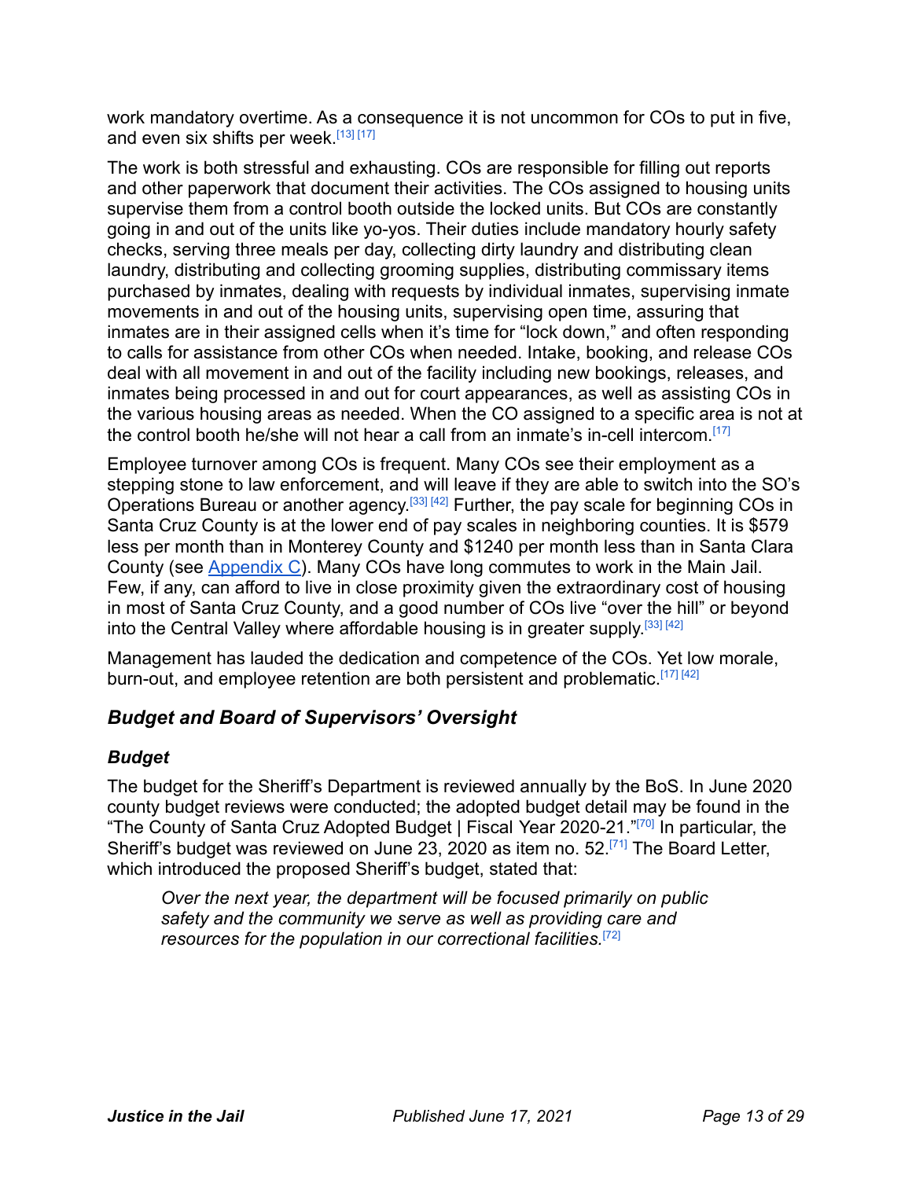work mandatory overtime. As a consequence it is not uncommon for COs to put in five, and even six shifts per week.[13] [17]

The work is both stressful and exhausting. COs are responsible for filling out reports and other paperwork that document their activities. The COs assigned to housing units supervise them from a control booth outside the locked units. But COs are constantly going in and out of the units like yo-yos. Their duties include mandatory hourly safety checks, serving three meals per day, collecting dirty laundry and distributing clean laundry, distributing and collecting grooming supplies, distributing commissary items purchased by inmates, dealing with requests by individual inmates, supervising inmate movements in and out of the housing units, supervising open time, assuring that inmates are in their assigned cells when it's time for "lock down," and often responding to calls for assistance from other COs when needed. Intake, booking, and release COs deal with all movement in and out of the facility including new bookings, releases, and inmates being processed in and out for court appearances, as well as assisting COs in the various housing areas as needed. When the CO assigned to a specific area is not at the control booth he/she will not hear a call from an inmate's in-cell intercom.[17]

Employee turnover among COs is frequent. Many COs see their employment as a stepping stone to law enforcement, and will leave if they are able to switch into the SO's Operations Bureau or another agency.[33] [42] Further, the pay scale for beginning COs in Santa Cruz County is at the lower end of pay scales in neighboring counties. It is $579 less per month than in Monterey County and $1240 per month less than in Santa Clara County (see Appendix C). Many COs have long commutes to work in the Main Jail. Few, if any, can afford to live in close proximity given the extraordinary cost of housing in most of Santa Cruz County, and a good number of COs live "over the hill" or beyond into the Central Valley where affordable housing is in greater supply.[33] [42]

Management has lauded the dedication and competence of the COs. Yet low morale, burn-out, and employee retention are both persistent and problematic.[17] [42]

## *Budget and Board of Supervisors' Oversight*

### *Budget*

The budget for the Sheriff's Department is reviewed annually by the BoS. In June 2020 county budget reviews were conducted; the adopted budget detail may be found in the "The County of Santa Cruz Adopted Budget | Fiscal Year 2020-21."[70] In particular, the Sheriff's budget was reviewed on June 23, 2020 as item no. 52.[71] The Board Letter, which introduced the proposed Sheriff's budget, stated that:

> *Over the next year, the department will be focused primarily on public safety and the community we serve as well as providing care and resources for the population in our correctional facilities.*[72]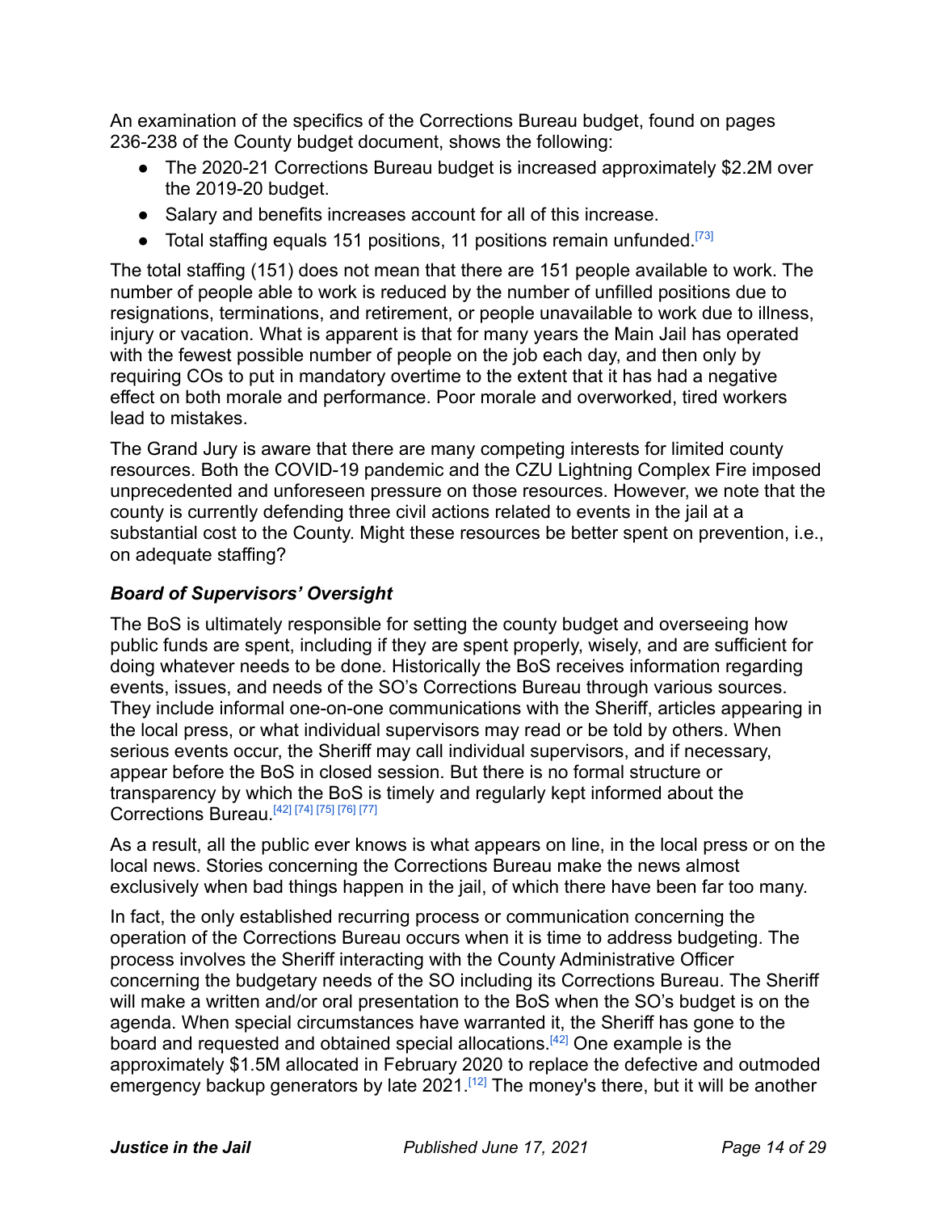An examination of the specifics of the Corrections Bureau budget, found on pages 236-238 of the County budget document, shows the following:

- The 2020-21 Corrections Bureau budget is increased approximately $2.2M over the 2019-20 budget.
- Salary and benefits increases account for all of this increase.
- Total staffing equals 151 positions, 11 positions remain unfunded.[73]

The total staffing (151) does not mean that there are 151 people available to work. The number of people able to work is reduced by the number of unfilled positions due to resignations, terminations, and retirement, or people unavailable to work due to illness, injury or vacation. What is apparent is that for many years the Main Jail has operated with the fewest possible number of people on the job each day, and then only by requiring COs to put in mandatory overtime to the extent that it has had a negative effect on both morale and performance. Poor morale and overworked, tired workers lead to mistakes.

The Grand Jury is aware that there are many competing interests for limited county resources. Both the COVID-19 pandemic and the CZU Lightning Complex Fire imposed unprecedented and unforeseen pressure on those resources. However, we note that the county is currently defending three civil actions related to events in the jail at a substantial cost to the County. Might these resources be better spent on prevention, i.e., on adequate staffing?

### *Board of Supervisors' Oversight*

The BoS is ultimately responsible for setting the county budget and overseeing how public funds are spent, including if they are spent properly, wisely, and are sufficient for doing whatever needs to be done. Historically the BoS receives information regarding events, issues, and needs of the SO's Corrections Bureau through various sources. They include informal one-on-one communications with the Sheriff, articles appearing in the local press, or what individual supervisors may read or be told by others. When serious events occur, the Sheriff may call individual supervisors, and if necessary, appear before the BoS in closed session. But there is no formal structure or transparency by which the BoS is timely and regularly kept informed about the Corrections Bureau.[42] [74] [75] [76] [77]

As a result, all the public ever knows is what appears on line, in the local press or on the local news. Stories concerning the Corrections Bureau make the news almost exclusively when bad things happen in the jail, of which there have been far too many.

In fact, the only established recurring process or communication concerning the operation of the Corrections Bureau occurs when it is time to address budgeting. The process involves the Sheriff interacting with the County Administrative Officer concerning the budgetary needs of the SO including its Corrections Bureau. The Sheriff will make a written and/or oral presentation to the BoS when the SO's budget is on the agenda. When special circumstances have warranted it, the Sheriff has gone to the board and requested and obtained special allocations.[42] One example is the approximately $1.5M allocated in February 2020 to replace the defective and outmoded emergency backup generators by late 2021.[12] The money's there, but it will be another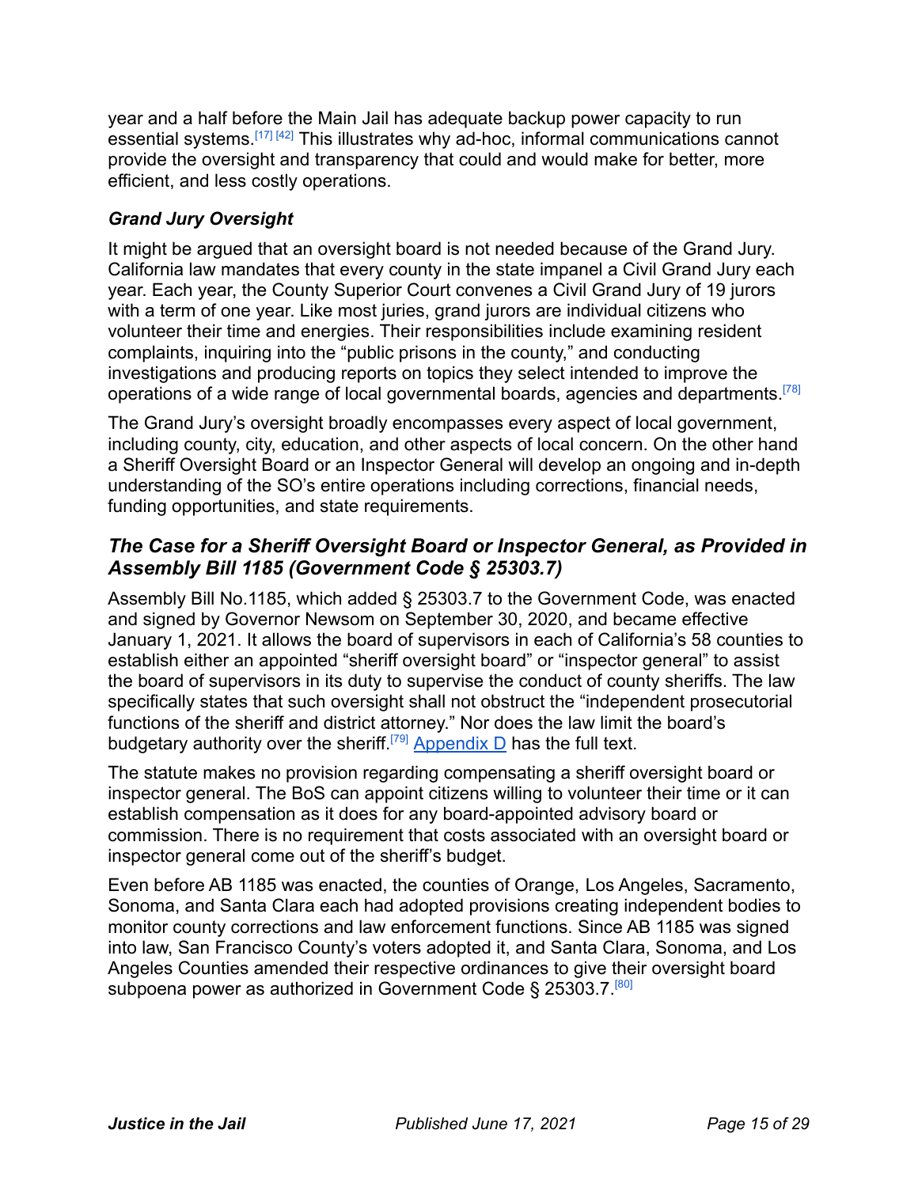year and a half before the Main Jail has adequate backup power capacity to run essential systems.[17] [42] This illustrates why ad-hoc, informal communications cannot provide the oversight and transparency that could and would make for better, more efficient, and less costly operations.

### *Grand Jury Oversight*

It might be argued that an oversight board is not needed because of the Grand Jury. California law mandates that every county in the state impanel a Civil Grand Jury each year. Each year, the County Superior Court convenes a Civil Grand Jury of 19 jurors with a term of one year. Like most juries, grand jurors are individual citizens who volunteer their time and energies. Their responsibilities include examining resident complaints, inquiring into the "public prisons in the county," and conducting investigations and producing reports on topics they select intended to improve the operations of a wide range of local governmental boards, agencies and departments.[78]

The Grand Jury's oversight broadly encompasses every aspect of local government, including county, city, education, and other aspects of local concern. On the other hand a Sheriff Oversight Board or an Inspector General will develop an ongoing and in-depth understanding of the SO's entire operations including corrections, financial needs, funding opportunities, and state requirements.

## *The Case for a Sheriff Oversight Board or Inspector General, as Provided in Assembly Bill 1185 (Government Code § 25303.7)*

Assembly Bill No.1185, which added § 25303.7 to the Government Code, was enacted and signed by Governor Newsom on September 30, 2020, and became effective January 1, 2021. It allows the board of supervisors in each of California's 58 counties to establish either an appointed "sheriff oversight board" or "inspector general" to assist the board of supervisors in its duty to supervise the conduct of county sheriffs. The law specifically states that such oversight shall not obstruct the "independent prosecutorial functions of the sheriff and district attorney." Nor does the law limit the board's budgetary authority over the sheriff.[79] Appendix D has the full text.

The statute makes no provision regarding compensating a sheriff oversight board or inspector general. The BoS can appoint citizens willing to volunteer their time or it can establish compensation as it does for any board-appointed advisory board or commission. There is no requirement that costs associated with an oversight board or inspector general come out of the sheriff's budget.

Even before AB 1185 was enacted, the counties of Orange, Los Angeles, Sacramento, Sonoma, and Santa Clara each had adopted provisions creating independent bodies to monitor county corrections and law enforcement functions. Since AB 1185 was signed into law, San Francisco County's voters adopted it, and Santa Clara, Sonoma, and Los Angeles Counties amended their respective ordinances to give their oversight board subpoena power as authorized in Government Code § 25303.7.[80]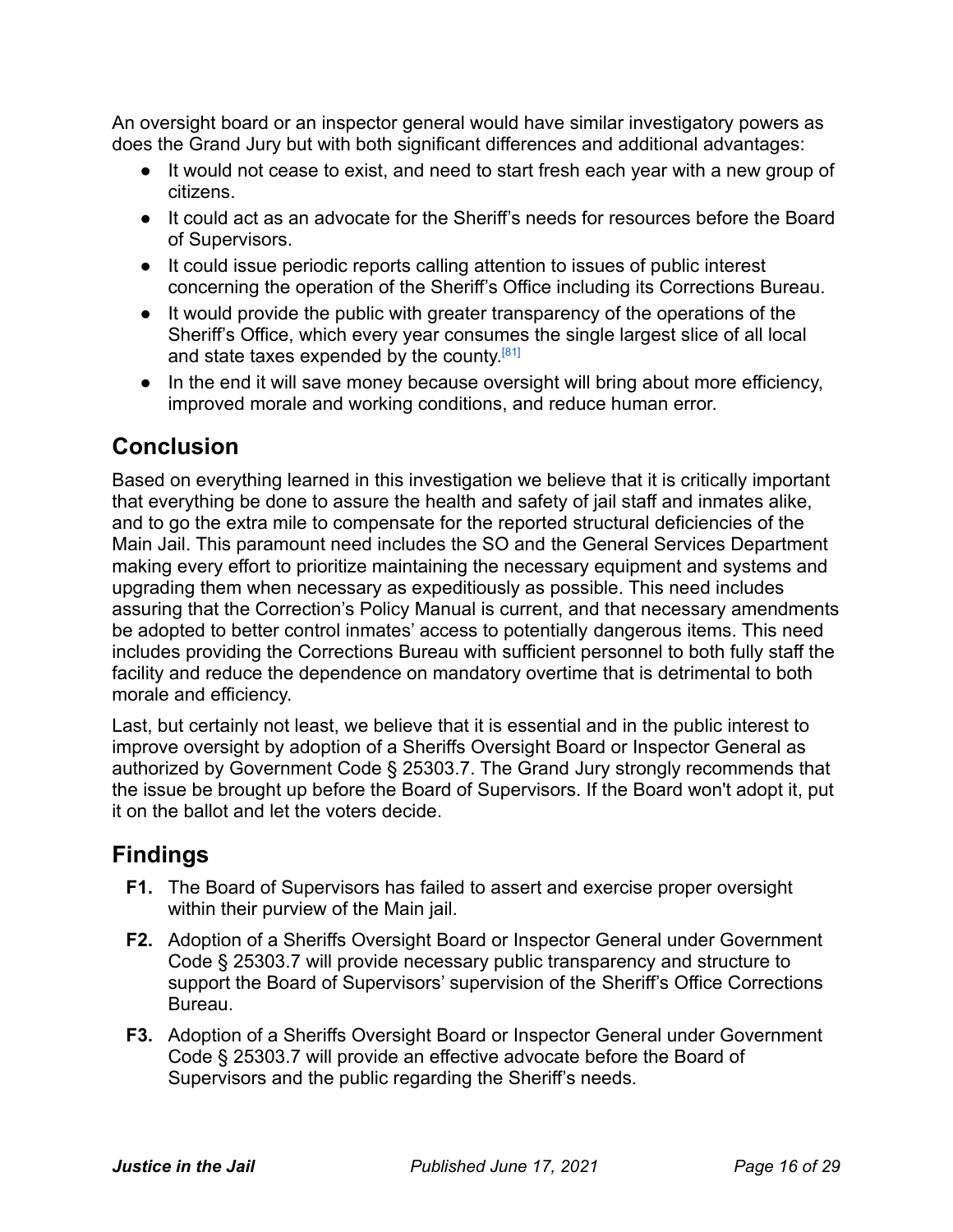An oversight board or an inspector general would have similar investigatory powers as does the Grand Jury but with both significant differences and additional advantages:

- It would not cease to exist, and need to start fresh each year with a new group of citizens.
- It could act as an advocate for the Sheriff's needs for resources before the Board of Supervisors.
- It could issue periodic reports calling attention to issues of public interest concerning the operation of the Sheriff's Office including its Corrections Bureau.
- It would provide the public with greater transparency of the operations of the Sheriff's Office, which every year consumes the single largest slice of all local and state taxes expended by the county.[81]
- In the end it will save money because oversight will bring about more efficiency, improved morale and working conditions, and reduce human error.

## Conclusion

Based on everything learned in this investigation we believe that it is critically important that everything be done to assure the health and safety of jail staff and inmates alike, and to go the extra mile to compensate for the reported structural deficiencies of the Main Jail. This paramount need includes the SO and the General Services Department making every effort to prioritize maintaining the necessary equipment and systems and upgrading them when necessary as expeditiously as possible. This need includes assuring that the Correction's Policy Manual is current, and that necessary amendments be adopted to better control inmates' access to potentially dangerous items. This need includes providing the Corrections Bureau with sufficient personnel to both fully staff the facility and reduce the dependence on mandatory overtime that is detrimental to both morale and efficiency.

Last, but certainly not least, we believe that it is essential and in the public interest to improve oversight by adoption of a Sheriffs Oversight Board or Inspector General as authorized by Government Code § 25303.7. The Grand Jury strongly recommends that the issue be brought up before the Board of Supervisors. If the Board won't adopt it, put it on the ballot and let the voters decide.

## Findings

**F1.** The Board of Supervisors has failed to assert and exercise proper oversight within their purview of the Main jail.

**F2.** Adoption of a Sheriffs Oversight Board or Inspector General under Government Code § 25303.7 will provide necessary public transparency and structure to support the Board of Supervisors' supervision of the Sheriff's Office Corrections Bureau.

**F3.** Adoption of a Sheriffs Oversight Board or Inspector General under Government Code § 25303.7 will provide an effective advocate before the Board of Supervisors and the public regarding the Sheriff's needs.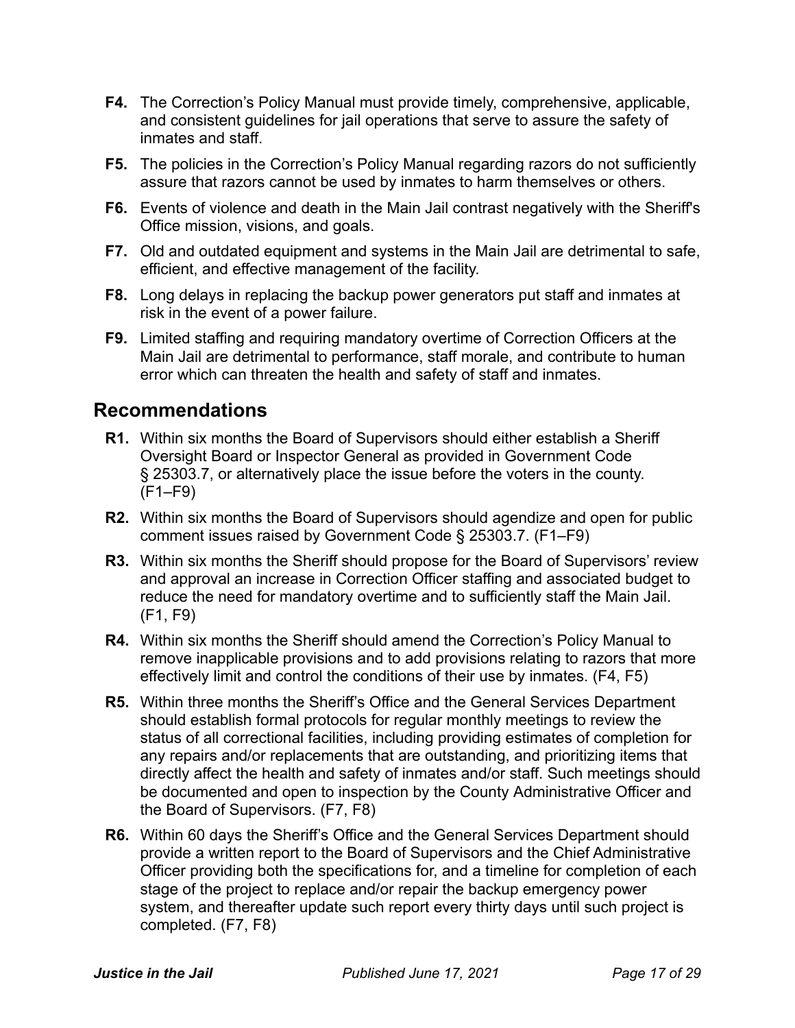**F4.** The Correction's Policy Manual must provide timely, comprehensive, applicable, and consistent guidelines for jail operations that serve to assure the safety of inmates and staff.

**F5.** The policies in the Correction's Policy Manual regarding razors do not sufficiently assure that razors cannot be used by inmates to harm themselves or others.

**F6.** Events of violence and death in the Main Jail contrast negatively with the Sheriff's Office mission, visions, and goals.

**F7.** Old and outdated equipment and systems in the Main Jail are detrimental to safe, efficient, and effective management of the facility.

**F8.** Long delays in replacing the backup power generators put staff and inmates at risk in the event of a power failure.

**F9.** Limited staffing and requiring mandatory overtime of Correction Officers at the Main Jail are detrimental to performance, staff morale, and contribute to human error which can threaten the health and safety of staff and inmates.

## Recommendations

**R1.** Within six months the Board of Supervisors should either establish a Sheriff Oversight Board or Inspector General as provided in Government Code § 25303.7, or alternatively place the issue before the voters in the county. (F1–F9)

**R2.** Within six months the Board of Supervisors should agendize and open for public comment issues raised by Government Code § 25303.7. (F1–F9)

**R3.** Within six months the Sheriff should propose for the Board of Supervisors' review and approval an increase in Correction Officer staffing and associated budget to reduce the need for mandatory overtime and to sufficiently staff the Main Jail. (F1, F9)

**R4.** Within six months the Sheriff should amend the Correction's Policy Manual to remove inapplicable provisions and to add provisions relating to razors that more effectively limit and control the conditions of their use by inmates. (F4, F5)

**R5.** Within three months the Sheriff's Office and the General Services Department should establish formal protocols for regular monthly meetings to review the status of all correctional facilities, including providing estimates of completion for any repairs and/or replacements that are outstanding, and prioritizing items that directly affect the health and safety of inmates and/or staff. Such meetings should be documented and open to inspection by the County Administrative Officer and the Board of Supervisors. (F7, F8)

**R6.** Within 60 days the Sheriff's Office and the General Services Department should provide a written report to the Board of Supervisors and the Chief Administrative Officer providing both the specifications for, and a timeline for completion of each stage of the project to replace and/or repair the backup emergency power system, and thereafter update such report every thirty days until such project is completed. (F7, F8)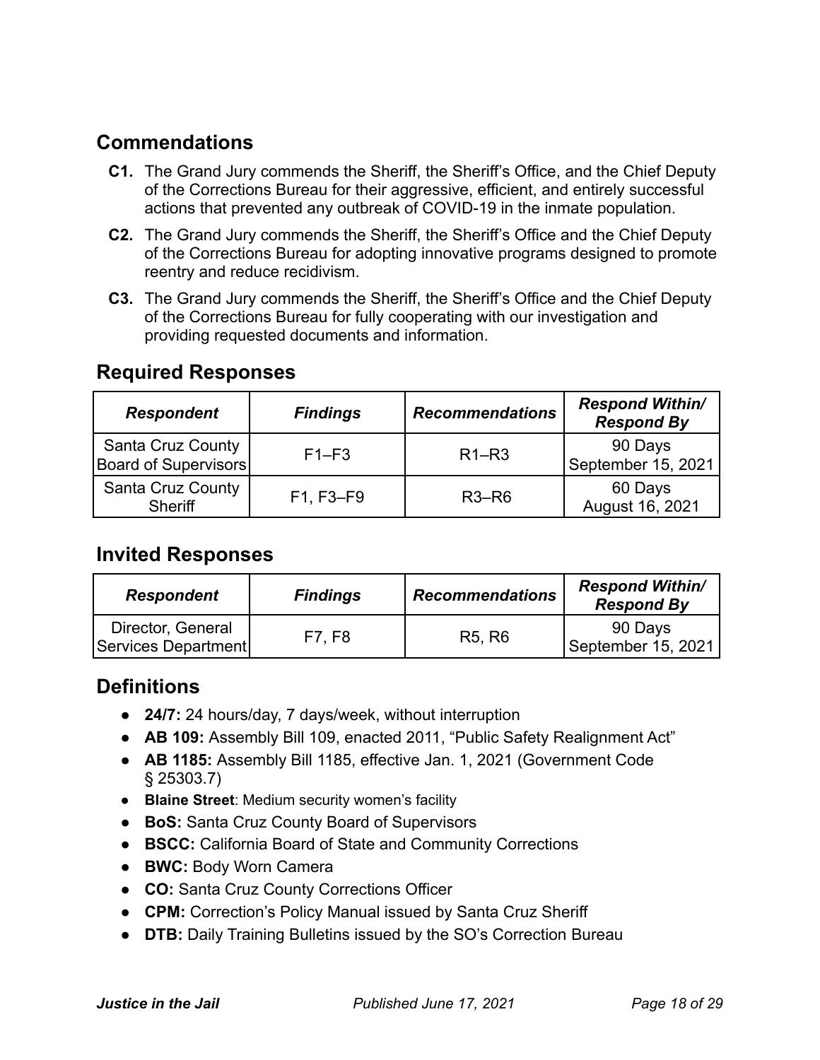## Commendations

**C1.** The Grand Jury commends the Sheriff, the Sheriff's Office, and the Chief Deputy of the Corrections Bureau for their aggressive, efficient, and entirely successful actions that prevented any outbreak of COVID-19 in the inmate population.

**C2.** The Grand Jury commends the Sheriff, the Sheriff's Office and the Chief Deputy of the Corrections Bureau for adopting innovative programs designed to promote reentry and reduce recidivism.

**C3.** The Grand Jury commends the Sheriff, the Sheriff's Office and the Chief Deputy of the Corrections Bureau for fully cooperating with our investigation and providing requested documents and information.

## Required Responses

| ***Respondent*** | ***Findings*** | ***Recommendations*** | ***Respond Within/ Respond By*** |
|---|---|---|---|
| Santa Cruz County Board of Supervisors | F1–F3 | R1–R3 | 90 Days September 15, 2021 |
| Santa Cruz County Sheriff | F1, F3–F9 | R3–R6 | 60 Days August 16, 2021 |

## Invited Responses

| ***Respondent*** | ***Findings*** | ***Recommendations*** | ***Respond Within/ Respond By*** |
|---|---|---|---|
| Director, General Services Department | F7, F8 | R5, R6 | 90 Days September 15, 2021 |

## Definitions

- **24/7:** 24 hours/day, 7 days/week, without interruption
- **AB 109:** Assembly Bill 109, enacted 2011, "Public Safety Realignment Act"
- **AB 1185:** Assembly Bill 1185, effective Jan. 1, 2021 (Government Code § 25303.7)
- **Blaine Street**: Medium security women's facility
- **BoS:** Santa Cruz County Board of Supervisors
- **BSCC:** California Board of State and Community Corrections
- **BWC:** Body Worn Camera
- **CO:** Santa Cruz County Corrections Officer
- **CPM:** Correction's Policy Manual issued by Santa Cruz Sheriff
- **DTB:** Daily Training Bulletins issued by the SO's Correction Bureau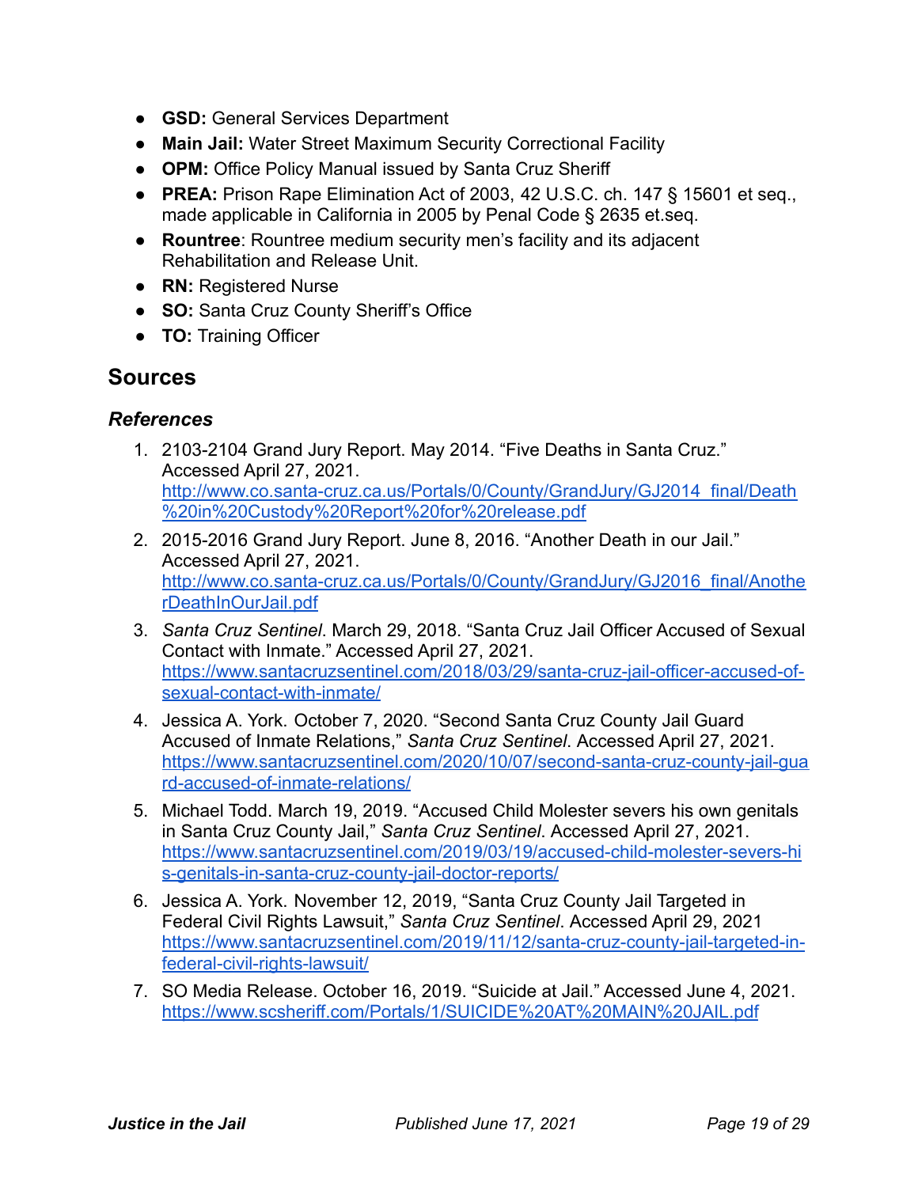- **GSD:** General Services Department
- **Main Jail:** Water Street Maximum Security Correctional Facility
- **OPM:** Office Policy Manual issued by Santa Cruz Sheriff
- **PREA:** Prison Rape Elimination Act of 2003, 42 U.S.C. ch. 147 § 15601 et seq., made applicable in California in 2005 by Penal Code § 2635 et.seq.
- **Rountree**: Rountree medium security men's facility and its adjacent Rehabilitation and Release Unit.
- **RN:** Registered Nurse
- **SO:** Santa Cruz County Sheriff's Office
- **TO:** Training Officer

## Sources

### *References*

1. 2103-2104 Grand Jury Report. May 2014. "Five Deaths in Santa Cruz." Accessed April 27, 2021. [http://www.co.santa-cruz.ca.us/Portals/0/County/GrandJury/GJ2014_final/Death%20in%20Custody%20Report%20for%20release.pdf](http://www.co.santa-cruz.ca.us/Portals/0/County/GrandJury/GJ2014_final/Death%20in%20Custody%20Report%20for%20release.pdf)
2. 2015-2016 Grand Jury Report. June 8, 2016. "Another Death in our Jail." Accessed April 27, 2021. [http://www.co.santa-cruz.ca.us/Portals/0/County/GrandJury/GJ2016_final/AnotherDeathInOurJail.pdf](http://www.co.santa-cruz.ca.us/Portals/0/County/GrandJury/GJ2016_final/AnotherDeathInOurJail.pdf)
3. *Santa Cruz Sentinel*. March 29, 2018. "Santa Cruz Jail Officer Accused of Sexual Contact with Inmate." Accessed April 27, 2021. [https://www.santacruzsentinel.com/2018/03/29/santa-cruz-jail-officer-accused-of-sexual-contact-with-inmate/](https://www.santacruzsentinel.com/2018/03/29/santa-cruz-jail-officer-accused-of-sexual-contact-with-inmate/)
4. Jessica A. York. October 7, 2020. "Second Santa Cruz County Jail Guard Accused of Inmate Relations," *Santa Cruz Sentinel*. Accessed April 27, 2021. [https://www.santacruzsentinel.com/2020/10/07/second-santa-cruz-county-jail-guard-accused-of-inmate-relations/](https://www.santacruzsentinel.com/2020/10/07/second-santa-cruz-county-jail-guard-accused-of-inmate-relations/)
5. Michael Todd. March 19, 2019. "Accused Child Molester severs his own genitals in Santa Cruz County Jail," *Santa Cruz Sentinel*. Accessed April 27, 2021. [https://www.santacruzsentinel.com/2019/03/19/accused-child-molester-severs-his-genitals-in-santa-cruz-county-jail-doctor-reports/](https://www.santacruzsentinel.com/2019/03/19/accused-child-molester-severs-his-genitals-in-santa-cruz-county-jail-doctor-reports/)
6. Jessica A. York. November 12, 2019, "Santa Cruz County Jail Targeted in Federal Civil Rights Lawsuit," *Santa Cruz Sentinel*. Accessed April 29, 2021 [https://www.santacruzsentinel.com/2019/11/12/santa-cruz-county-jail-targeted-in-federal-civil-rights-lawsuit/](https://www.santacruzsentinel.com/2019/11/12/santa-cruz-county-jail-targeted-in-federal-civil-rights-lawsuit/)
7. SO Media Release. October 16, 2019. "Suicide at Jail." Accessed June 4, 2021. [https://www.scsheriff.com/Portals/1/SUICIDE%20AT%20MAIN%20JAIL.pdf](https://www.scsheriff.com/Portals/1/SUICIDE%20AT%20MAIN%20JAIL.pdf)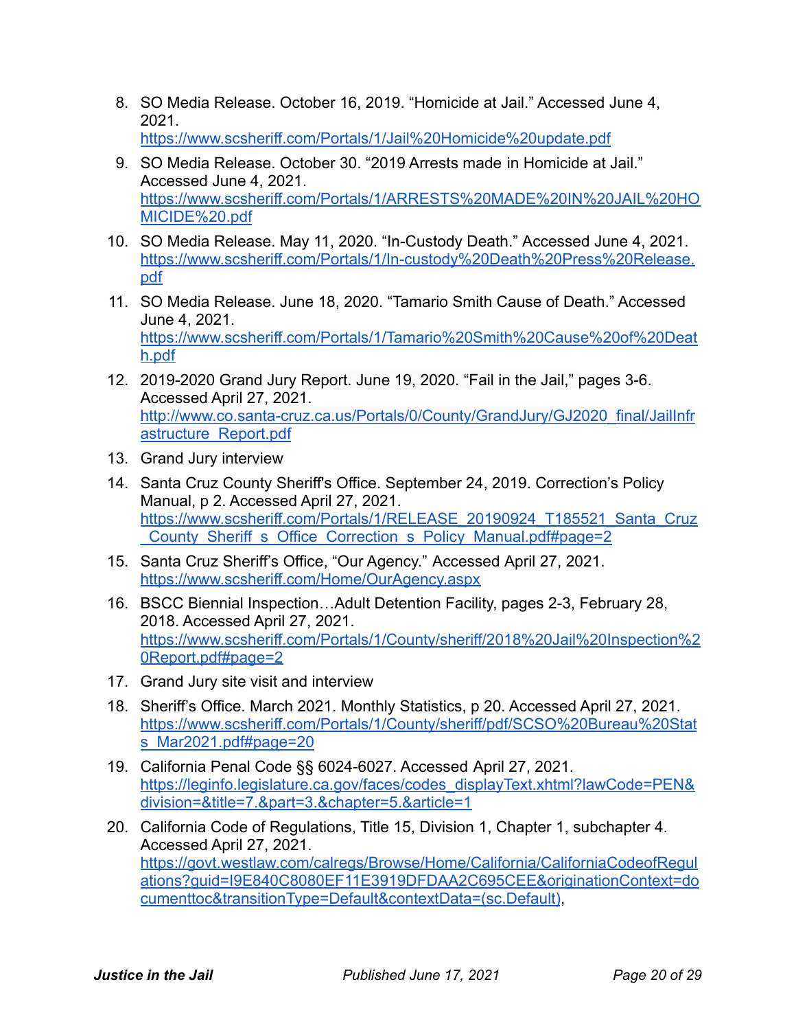8. SO Media Release. October 16, 2019. “Homicide at Jail.” Accessed June 4, 2021. https://www.scsheriff.com/Portals/1/Jail%20Homicide%20update.pdf
9. SO Media Release. October 30. “2019 Arrests made in Homicide at Jail.” Accessed June 4, 2021. https://www.scsheriff.com/Portals/1/ARRESTS%20MADE%20IN%20JAIL%20HOMICIDE%20.pdf
10. SO Media Release. May 11, 2020. “In-Custody Death.” Accessed June 4, 2021. https://www.scsheriff.com/Portals/1/In-custody%20Death%20Press%20Release.pdf
11. SO Media Release. June 18, 2020. “Tamario Smith Cause of Death.” Accessed June 4, 2021. https://www.scsheriff.com/Portals/1/Tamario%20Smith%20Cause%20of%20Death.pdf
12. 2019-2020 Grand Jury Report. June 19, 2020. “Fail in the Jail,” pages 3-6. Accessed April 27, 2021. http://www.co.santa-cruz.ca.us/Portals/0/County/GrandJury/GJ2020_final/JailInfrastructure_Report.pdf
13. Grand Jury interview
14. Santa Cruz County Sheriff's Office. September 24, 2019. Correction's Policy Manual, p 2. Accessed April 27, 2021. https://www.scsheriff.com/Portals/1/RELEASE_20190924_T185521_Santa_Cruz_County_Sheriff_s_Office_Correction_s_Policy_Manual.pdf#page=2
15. Santa Cruz Sheriff's Office, “Our Agency.” Accessed April 27, 2021. https://www.scsheriff.com/Home/OurAgency.aspx
16. BSCC Biennial Inspection…Adult Detention Facility, pages 2-3, February 28, 2018. Accessed April 27, 2021. https://www.scsheriff.com/Portals/1/County/sheriff/2018%20Jail%20Inspection%20Report.pdf#page=2
17. Grand Jury site visit and interview
18. Sheriff's Office. March 2021. Monthly Statistics, p 20. Accessed April 27, 2021. https://www.scsheriff.com/Portals/1/County/sheriff/pdf/SCSO%20Bureau%20Stats_Mar2021.pdf#page=20
19. California Penal Code §§ 6024-6027. Accessed April 27, 2021. https://leginfo.legislature.ca.gov/faces/codes_displayText.xhtml?lawCode=PEN&division=&title=7.&part=3.&chapter=5.&article=1
20. California Code of Regulations, Title 15, Division 1, Chapter 1, subchapter 4. Accessed April 27, 2021. https://govt.westlaw.com/calregs/Browse/Home/California/CaliforniaCodeofRegulations?guid=I9E840C8080EF11E3919DFDAA2C695CEE&originationContext=documenttoc&transitionType=Default&contextData=(sc.Default),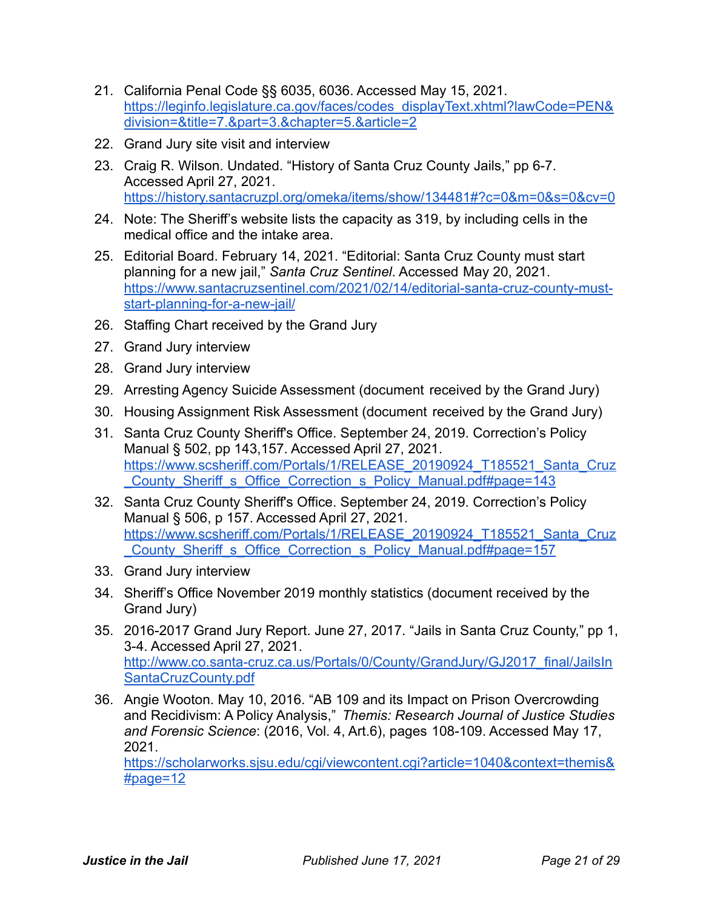21. California Penal Code §§ 6035, 6036. Accessed May 15, 2021. https://leginfo.legislature.ca.gov/faces/codes_displayText.xhtml?lawCode=PEN&division=&title=7.&part=3.&chapter=5.&article=2
22. Grand Jury site visit and interview
23. Craig R. Wilson. Undated. "History of Santa Cruz County Jails," pp 6-7. Accessed April 27, 2021. https://history.santacruzpl.org/omeka/items/show/134481#?c=0&m=0&s=0&cv=0
24. Note: The Sheriff's website lists the capacity as 319, by including cells in the medical office and the intake area.
25. Editorial Board. February 14, 2021. "Editorial: Santa Cruz County must start planning for a new jail," *Santa Cruz Sentinel*. Accessed May 20, 2021. https://www.santacruzsentinel.com/2021/02/14/editorial-santa-cruz-county-must-start-planning-for-a-new-jail/
26. Staffing Chart received by the Grand Jury
27. Grand Jury interview
28. Grand Jury interview
29. Arresting Agency Suicide Assessment (document received by the Grand Jury)
30. Housing Assignment Risk Assessment (document received by the Grand Jury)
31. Santa Cruz County Sheriff's Office. September 24, 2019. Correction's Policy Manual § 502, pp 143,157. Accessed April 27, 2021. https://www.scsheriff.com/Portals/1/RELEASE_20190924_T185521_Santa_Cruz_County_Sheriff_s_Office_Correction_s_Policy_Manual.pdf#page=143
32. Santa Cruz County Sheriff's Office. September 24, 2019. Correction's Policy Manual § 506, p 157. Accessed April 27, 2021. https://www.scsheriff.com/Portals/1/RELEASE_20190924_T185521_Santa_Cruz_County_Sheriff_s_Office_Correction_s_Policy_Manual.pdf#page=157
33. Grand Jury interview
34. Sheriff's Office November 2019 monthly statistics (document received by the Grand Jury)
35. 2016-2017 Grand Jury Report. June 27, 2017. "Jails in Santa Cruz County," pp 1, 3-4. Accessed April 27, 2021. http://www.co.santa-cruz.ca.us/Portals/0/County/GrandJury/GJ2017_final/JailsInSantaCruzCounty.pdf
36. Angie Wooton. May 10, 2016. "AB 109 and its Impact on Prison Overcrowding and Recidivism: A Policy Analysis," *Themis: Research Journal of Justice Studies and Forensic Science*: (2016, Vol. 4, Art.6), pages 108-109. Accessed May 17, 2021. https://scholarworks.sjsu.edu/cgi/viewcontent.cgi?article=1040&context=themis&#page=12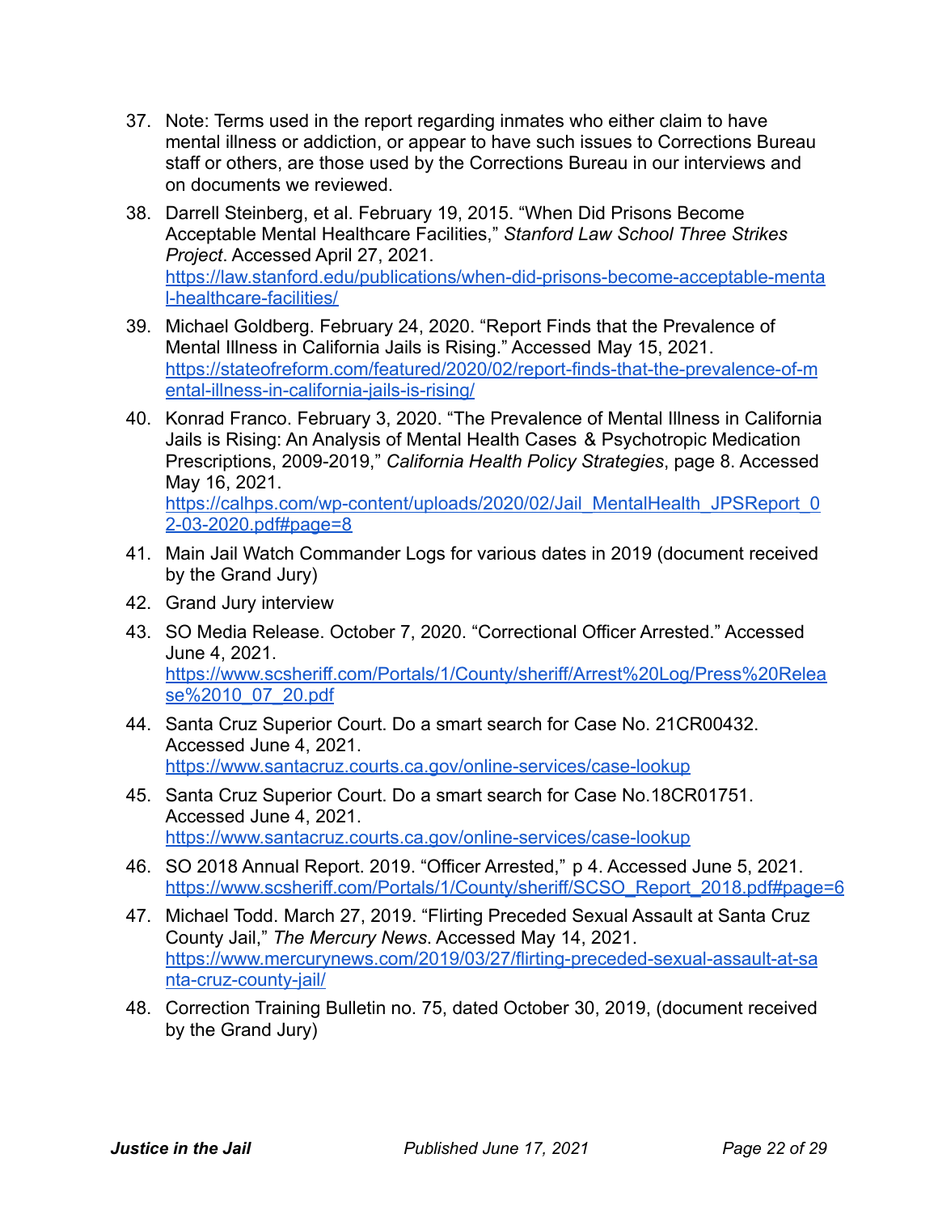37. Note: Terms used in the report regarding inmates who either claim to have mental illness or addiction, or appear to have such issues to Corrections Bureau staff or others, are those used by the Corrections Bureau in our interviews and on documents we reviewed.
38. Darrell Steinberg, et al. February 19, 2015. "When Did Prisons Become Acceptable Mental Healthcare Facilities," *Stanford Law School Three Strikes Project*. Accessed April 27, 2021. https://law.stanford.edu/publications/when-did-prisons-become-acceptable-mental-healthcare-facilities/
39. Michael Goldberg. February 24, 2020. "Report Finds that the Prevalence of Mental Illness in California Jails is Rising." Accessed May 15, 2021. https://stateofreform.com/featured/2020/02/report-finds-that-the-prevalence-of-mental-illness-in-california-jails-is-rising/
40. Konrad Franco. February 3, 2020. "The Prevalence of Mental Illness in California Jails is Rising: An Analysis of Mental Health Cases & Psychotropic Medication Prescriptions, 2009-2019," *California Health Policy Strategies*, page 8. Accessed May 16, 2021. https://calhps.com/wp-content/uploads/2020/02/Jail_MentalHealth_JPSReport_02-03-2020.pdf#page=8
41. Main Jail Watch Commander Logs for various dates in 2019 (document received by the Grand Jury)
42. Grand Jury interview
43. SO Media Release. October 7, 2020. "Correctional Officer Arrested." Accessed June 4, 2021. https://www.scsheriff.com/Portals/1/County/sheriff/Arrest%20Log/Press%20Release%2010_07_20.pdf
44. Santa Cruz Superior Court. Do a smart search for Case No. 21CR00432. Accessed June 4, 2021. https://www.santacruz.courts.ca.gov/online-services/case-lookup
45. Santa Cruz Superior Court. Do a smart search for Case No.18CR01751. Accessed June 4, 2021. https://www.santacruz.courts.ca.gov/online-services/case-lookup
46. SO 2018 Annual Report. 2019. "Officer Arrested," p 4. Accessed June 5, 2021. https://www.scsheriff.com/Portals/1/County/sheriff/SCSO_Report_2018.pdf#page=6
47. Michael Todd. March 27, 2019. "Flirting Preceded Sexual Assault at Santa Cruz County Jail," *The Mercury News*. Accessed May 14, 2021. https://www.mercurynews.com/2019/03/27/flirting-preceded-sexual-assault-at-santa-cruz-county-jail/
48. Correction Training Bulletin no. 75, dated October 30, 2019, (document received by the Grand Jury)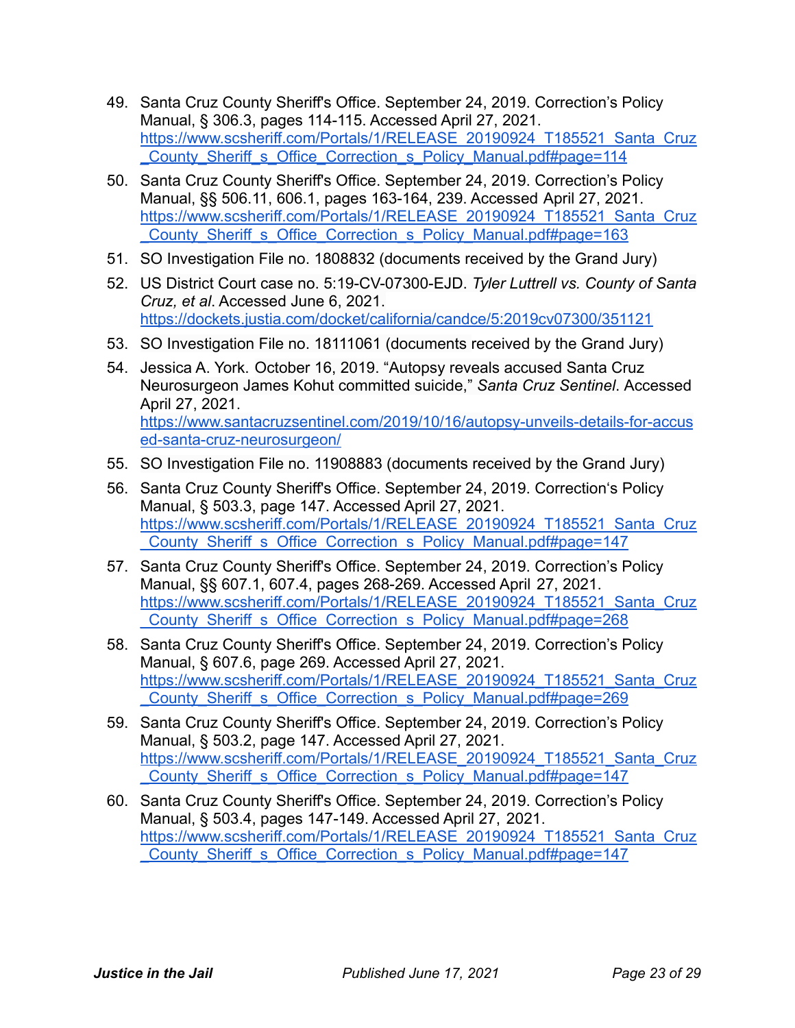49. Santa Cruz County Sheriff's Office. September 24, 2019. Correction's Policy Manual, § 306.3, pages 114-115. Accessed April 27, 2021. https://www.scsheriff.com/Portals/1/RELEASE_20190924_T185521_Santa_Cruz_County_Sheriff_s_Office_Correction_s_Policy_Manual.pdf#page=114
50. Santa Cruz County Sheriff's Office. September 24, 2019. Correction's Policy Manual, §§ 506.11, 606.1, pages 163-164, 239. Accessed April 27, 2021. https://www.scsheriff.com/Portals/1/RELEASE_20190924_T185521_Santa_Cruz_County_Sheriff_s_Office_Correction_s_Policy_Manual.pdf#page=163
51. SO Investigation File no. 1808832 (documents received by the Grand Jury)
52. US District Court case no. 5:19-CV-07300-EJD. *Tyler Luttrell vs. County of Santa Cruz, et al*. Accessed June 6, 2021. https://dockets.justia.com/docket/california/candce/5:2019cv07300/351121
53. SO Investigation File no. 18111061 (documents received by the Grand Jury)
54. Jessica A. York. October 16, 2019. "Autopsy reveals accused Santa Cruz Neurosurgeon James Kohut committed suicide," *Santa Cruz Sentinel*. Accessed April 27, 2021. https://www.santacruzsentinel.com/2019/10/16/autopsy-unveils-details-for-accused-santa-cruz-neurosurgeon/
55. SO Investigation File no. 11908883 (documents received by the Grand Jury)
56. Santa Cruz County Sheriff's Office. September 24, 2019. Correction's Policy Manual, § 503.3, page 147. Accessed April 27, 2021. https://www.scsheriff.com/Portals/1/RELEASE_20190924_T185521_Santa_Cruz_County_Sheriff_s_Office_Correction_s_Policy_Manual.pdf#page=147
57. Santa Cruz County Sheriff's Office. September 24, 2019. Correction's Policy Manual, §§ 607.1, 607.4, pages 268-269. Accessed April 27, 2021. https://www.scsheriff.com/Portals/1/RELEASE_20190924_T185521_Santa_Cruz_County_Sheriff_s_Office_Correction_s_Policy_Manual.pdf#page=268
58. Santa Cruz County Sheriff's Office. September 24, 2019. Correction's Policy Manual, § 607.6, page 269. Accessed April 27, 2021. https://www.scsheriff.com/Portals/1/RELEASE_20190924_T185521_Santa_Cruz_County_Sheriff_s_Office_Correction_s_Policy_Manual.pdf#page=269
59. Santa Cruz County Sheriff's Office. September 24, 2019. Correction's Policy Manual, § 503.2, page 147. Accessed April 27, 2021. https://www.scsheriff.com/Portals/1/RELEASE_20190924_T185521_Santa_Cruz_County_Sheriff_s_Office_Correction_s_Policy_Manual.pdf#page=147
60. Santa Cruz County Sheriff's Office. September 24, 2019. Correction's Policy Manual, § 503.4, pages 147-149. Accessed April 27, 2021. https://www.scsheriff.com/Portals/1/RELEASE_20190924_T185521_Santa_Cruz_County_Sheriff_s_Office_Correction_s_Policy_Manual.pdf#page=147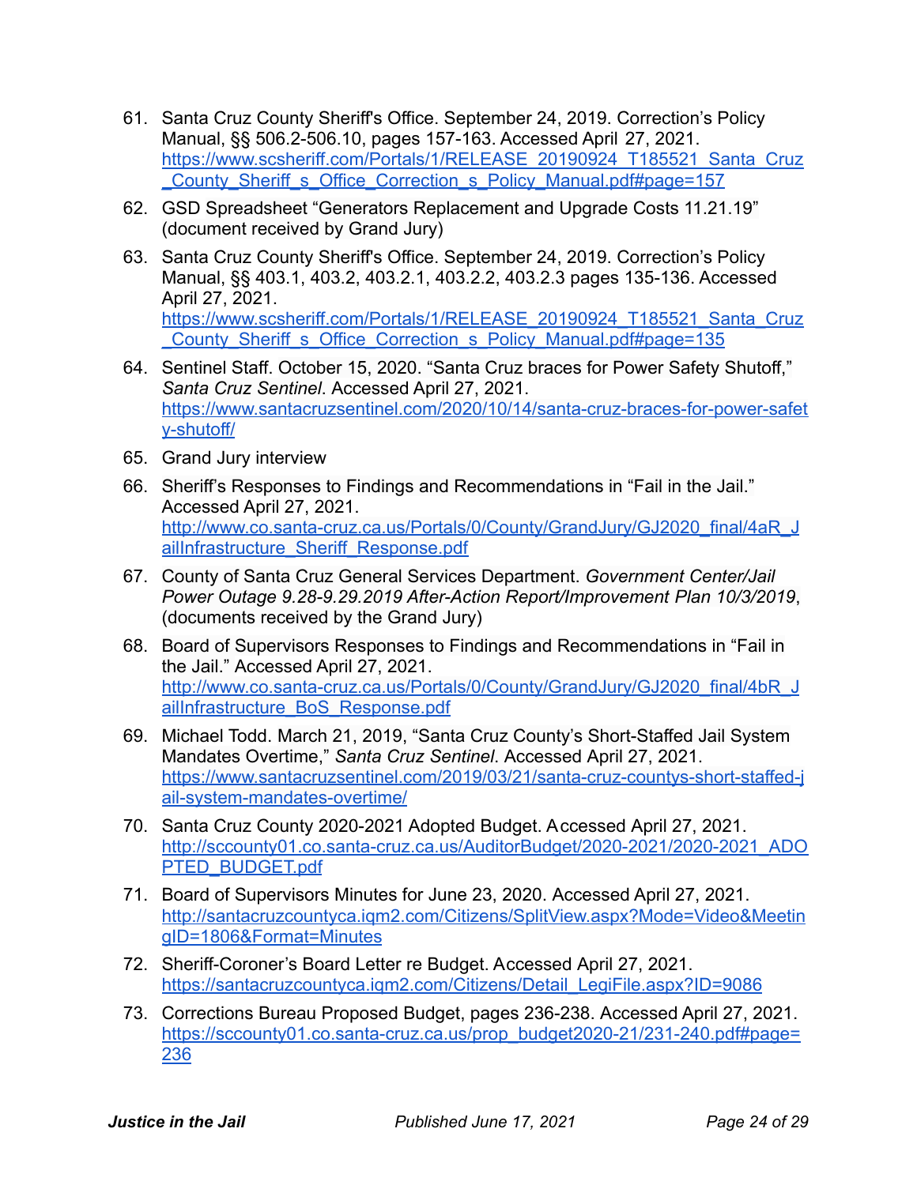61. Santa Cruz County Sheriff's Office. September 24, 2019. Correction's Policy Manual, §§ 506.2-506.10, pages 157-163. Accessed April 27, 2021. https://www.scsheriff.com/Portals/1/RELEASE_20190924_T185521_Santa_Cruz_County_Sheriff_s_Office_Correction_s_Policy_Manual.pdf#page=157

62. GSD Spreadsheet "Generators Replacement and Upgrade Costs 11.21.19" (document received by Grand Jury)

63. Santa Cruz County Sheriff's Office. September 24, 2019. Correction's Policy Manual, §§ 403.1, 403.2, 403.2.1, 403.2.2, 403.2.3 pages 135-136. Accessed April 27, 2021. https://www.scsheriff.com/Portals/1/RELEASE_20190924_T185521_Santa_Cruz_County_Sheriff_s_Office_Correction_s_Policy_Manual.pdf#page=135

64. Sentinel Staff. October 15, 2020. "Santa Cruz braces for Power Safety Shutoff," *Santa Cruz Sentinel*. Accessed April 27, 2021. https://www.santacruzsentinel.com/2020/10/14/santa-cruz-braces-for-power-safety-shutoff/

65. Grand Jury interview

66. Sheriff's Responses to Findings and Recommendations in "Fail in the Jail." Accessed April 27, 2021. http://www.co.santa-cruz.ca.us/Portals/0/County/GrandJury/GJ2020_final/4aR_JailInfrastructure_Sheriff_Response.pdf

67. County of Santa Cruz General Services Department. *Government Center/Jail Power Outage 9.28-9.29.2019 After-Action Report/Improvement Plan 10/3/2019*, (documents received by the Grand Jury)

68. Board of Supervisors Responses to Findings and Recommendations in "Fail in the Jail." Accessed April 27, 2021. http://www.co.santa-cruz.ca.us/Portals/0/County/GrandJury/GJ2020_final/4bR_JailInfrastructure_BoS_Response.pdf

69. Michael Todd. March 21, 2019, "Santa Cruz County's Short-Staffed Jail System Mandates Overtime," *Santa Cruz Sentinel*. Accessed April 27, 2021. https://www.santacruzsentinel.com/2019/03/21/santa-cruz-countys-short-staffed-jail-system-mandates-overtime/

70. Santa Cruz County 2020-2021 Adopted Budget. Accessed April 27, 2021. http://sccounty01.co.santa-cruz.ca.us/AuditorBudget/2020-2021/2020-2021_ADOPTED_BUDGET.pdf

71. Board of Supervisors Minutes for June 23, 2020. Accessed April 27, 2021. http://santacruzcountyca.iqm2.com/Citizens/SplitView.aspx?Mode=Video&MeetingID=1806&Format=Minutes

72. Sheriff-Coroner's Board Letter re Budget. Accessed April 27, 2021. https://santacruzcountyca.iqm2.com/Citizens/Detail_LegiFile.aspx?ID=9086

73. Corrections Bureau Proposed Budget, pages 236-238. Accessed April 27, 2021. https://sccounty01.co.santa-cruz.ca.us/prop_budget2020-21/231-240.pdf#page=236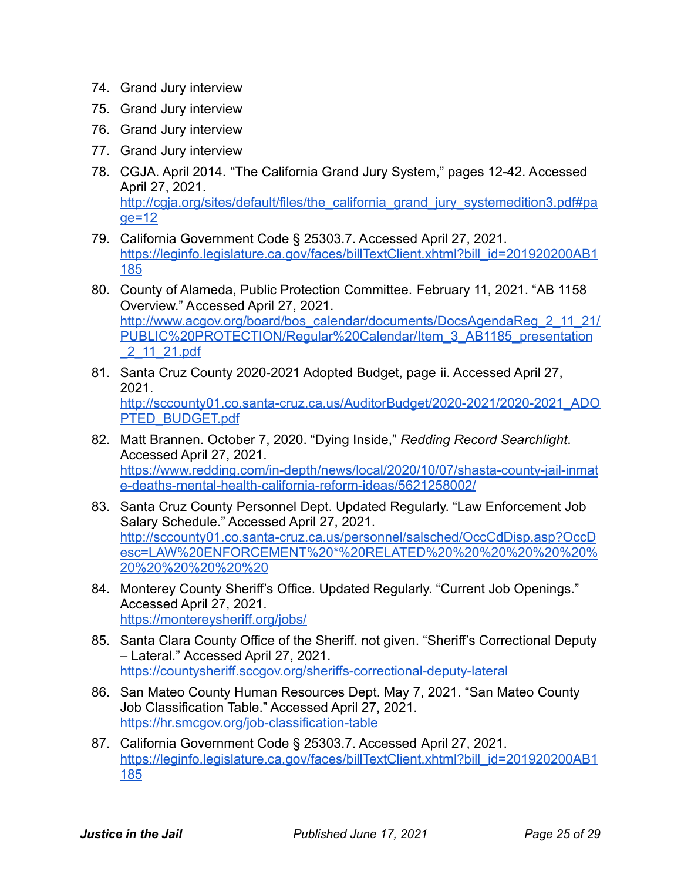74. Grand Jury interview
75. Grand Jury interview
76. Grand Jury interview
77. Grand Jury interview
78. CGJA. April 2014. "The California Grand Jury System," pages 12-42. Accessed April 27, 2021. http://cgja.org/sites/default/files/the_california_grand_jury_systemedition3.pdf#page=12
79. California Government Code § 25303.7. Accessed April 27, 2021. https://leginfo.legislature.ca.gov/faces/billTextClient.xhtml?bill_id=201920200AB1185
80. County of Alameda, Public Protection Committee. February 11, 2021. "AB 1158 Overview." Accessed April 27, 2021. http://www.acgov.org/board/bos_calendar/documents/DocsAgendaReg_2_11_21/PUBLIC%20PROTECTION/Regular%20Calendar/Item_3_AB1185_presentation_2_11_21.pdf
81. Santa Cruz County 2020-2021 Adopted Budget, page ii. Accessed April 27, 2021. http://sccounty01.co.santa-cruz.ca.us/AuditorBudget/2020-2021/2020-2021_ADOPTED_BUDGET.pdf
82. Matt Brannen. October 7, 2020. "Dying Inside," *Redding Record Searchlight*. Accessed April 27, 2021. https://www.redding.com/in-depth/news/local/2020/10/07/shasta-county-jail-inmate-deaths-mental-health-california-reform-ideas/5621258002/
83. Santa Cruz County Personnel Dept. Updated Regularly. "Law Enforcement Job Salary Schedule." Accessed April 27, 2021. http://sccounty01.co.santa-cruz.ca.us/personnel/salsched/OccCdDisp.asp?OccDesc=LAW%20ENFORCEMENT%20*%20RELATED%20%20%20%20%20%20%20%20%20%20%20%20
84. Monterey County Sheriff's Office. Updated Regularly. "Current Job Openings." Accessed April 27, 2021. https://montereysheriff.org/jobs/
85. Santa Clara County Office of the Sheriff. not given. "Sheriff's Correctional Deputy – Lateral." Accessed April 27, 2021. https://countysheriff.sccgov.org/sheriffs-correctional-deputy-lateral
86. San Mateo County Human Resources Dept. May 7, 2021. "San Mateo County Job Classification Table." Accessed April 27, 2021. https://hr.smcgov.org/job-classification-table
87. California Government Code § 25303.7. Accessed April 27, 2021. https://leginfo.legislature.ca.gov/faces/billTextClient.xhtml?bill_id=201920200AB1185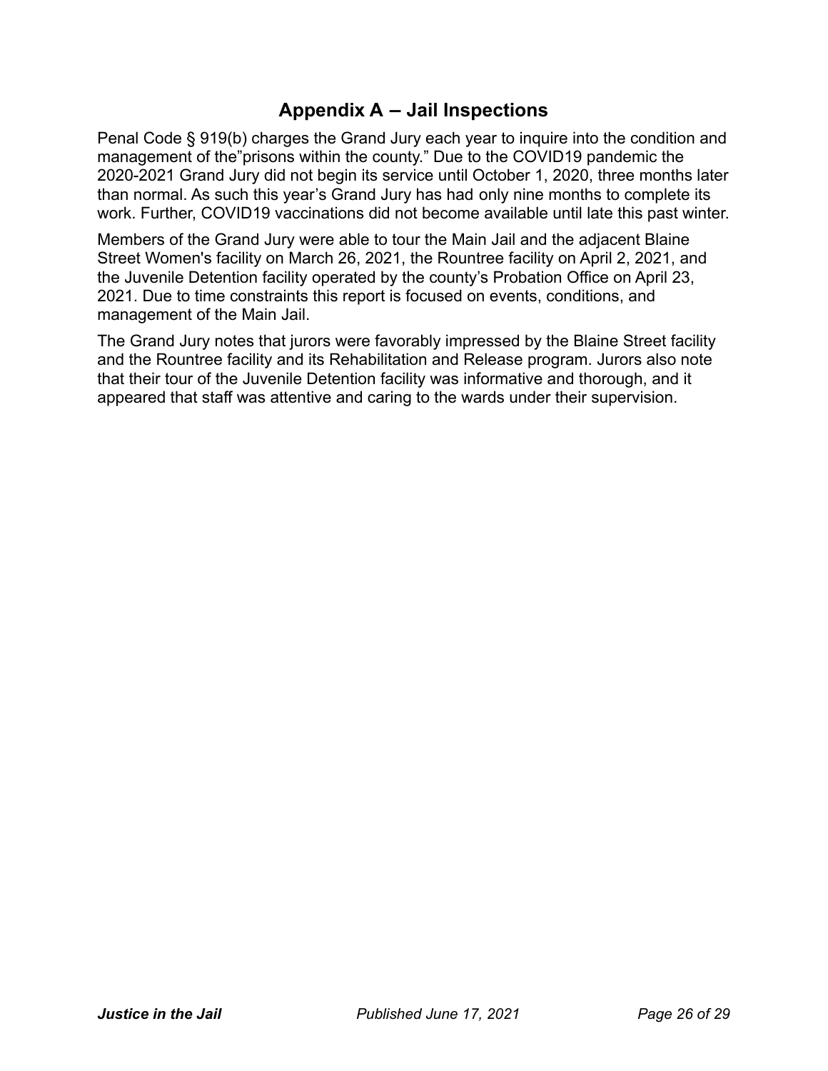## Appendix A – Jail Inspections

Penal Code § 919(b) charges the Grand Jury each year to inquire into the condition and management of the"prisons within the county." Due to the COVID19 pandemic the 2020-2021 Grand Jury did not begin its service until October 1, 2020, three months later than normal. As such this year's Grand Jury has had only nine months to complete its work. Further, COVID19 vaccinations did not become available until late this past winter.

Members of the Grand Jury were able to tour the Main Jail and the adjacent Blaine Street Women's facility on March 26, 2021, the Rountree facility on April 2, 2021, and the Juvenile Detention facility operated by the county's Probation Office on April 23, 2021. Due to time constraints this report is focused on events, conditions, and management of the Main Jail.

The Grand Jury notes that jurors were favorably impressed by the Blaine Street facility and the Rountree facility and its Rehabilitation and Release program. Jurors also note that their tour of the Juvenile Detention facility was informative and thorough, and it appeared that staff was attentive and caring to the wards under their supervision.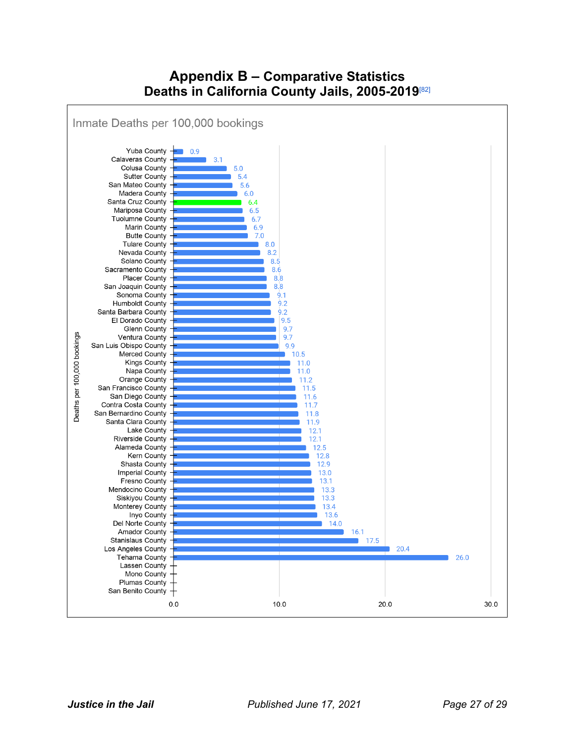# Appendix B – Comparative Statistics
## Deaths in California County Jails, 2005-2019[82]

Inmate Deaths per 100,000 bookings

| County | Deaths per 100,000 bookings |
|---|---|
| Yuba County | 0.9 |
| Calaveras County | 3.1 |
| Colusa County | 5.0 |
| Sutter County | 5.4 |
| San Mateo County | 5.6 |
| Madera County | 6.0 |
| Santa Cruz County | 6.4 |
| Mariposa County | 6.5 |
| Tuolumne County | 6.7 |
| Marin County | 6.9 |
| Butte County | 7.0 |
| Tulare County | 8.0 |
| Nevada County | 8.2 |
| Solano County | 8.5 |
| Sacramento County | 8.6 |
| Placer County | 8.8 |
| San Joaquin County | 8.8 |
| Sonoma County | 9.1 |
| Humboldt County | 9.2 |
| Santa Barbara County | 9.2 |
| El Dorado County | 9.5 |
| Glenn County | 9.7 |
| Ventura County | 9.7 |
| San Luis Obispo County | 9.9 |
| Merced County | 10.5 |
| Kings County | 11.0 |
| Napa County | 11.0 |
| Orange County | 11.2 |
| San Francisco County | 11.5 |
| San Diego County | 11.6 |
| Contra Costa County | 11.7 |
| San Bernardino County | 11.8 |
| Santa Clara County | 11.9 |
| Lake County | 12.1 |
| Riverside County | 12.1 |
| Alameda County | 12.5 |
| Kern County | 12.8 |
| Shasta County | 12.9 |
| Imperial County | 13.0 |
| Fresno County | 13.1 |
| Mendocino County | 13.3 |
| Siskiyou County | 13.3 |
| Monterey County | 13.4 |
| Inyo County | 13.6 |
| Del Norte County | 14.0 |
| Amador County | 16.1 |
| Stanislaus County | 17.5 |
| Los Angeles County | 20.4 |
| Tehama County | 26.0 |
| Lassen County | |
| Mono County | |
| Plumas County | |
| San Benito County | |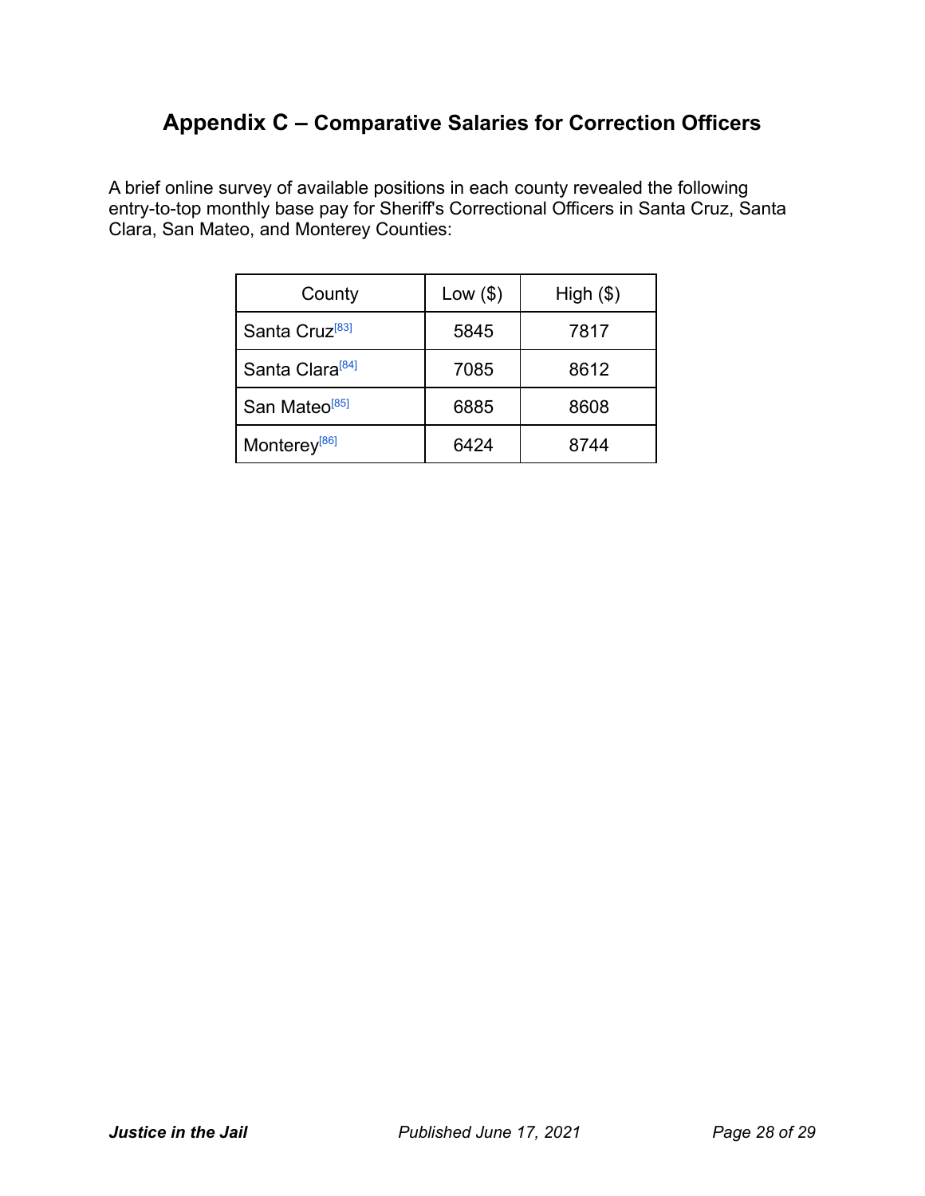## Appendix C – Comparative Salaries for Correction Officers

A brief online survey of available positions in each county revealed the following entry-to-top monthly base pay for Sheriff's Correctional Officers in Santa Cruz, Santa Clara, San Mateo, and Monterey Counties:

| County | Low ($) | High ($) |
|---|---|---|
| Santa Cruz[83] | 5845 | 7817 |
| Santa Clara[84] | 7085 | 8612 |
| San Mateo[85] | 6885 | 8608 |
| Monterey[86] | 6424 | 8744 |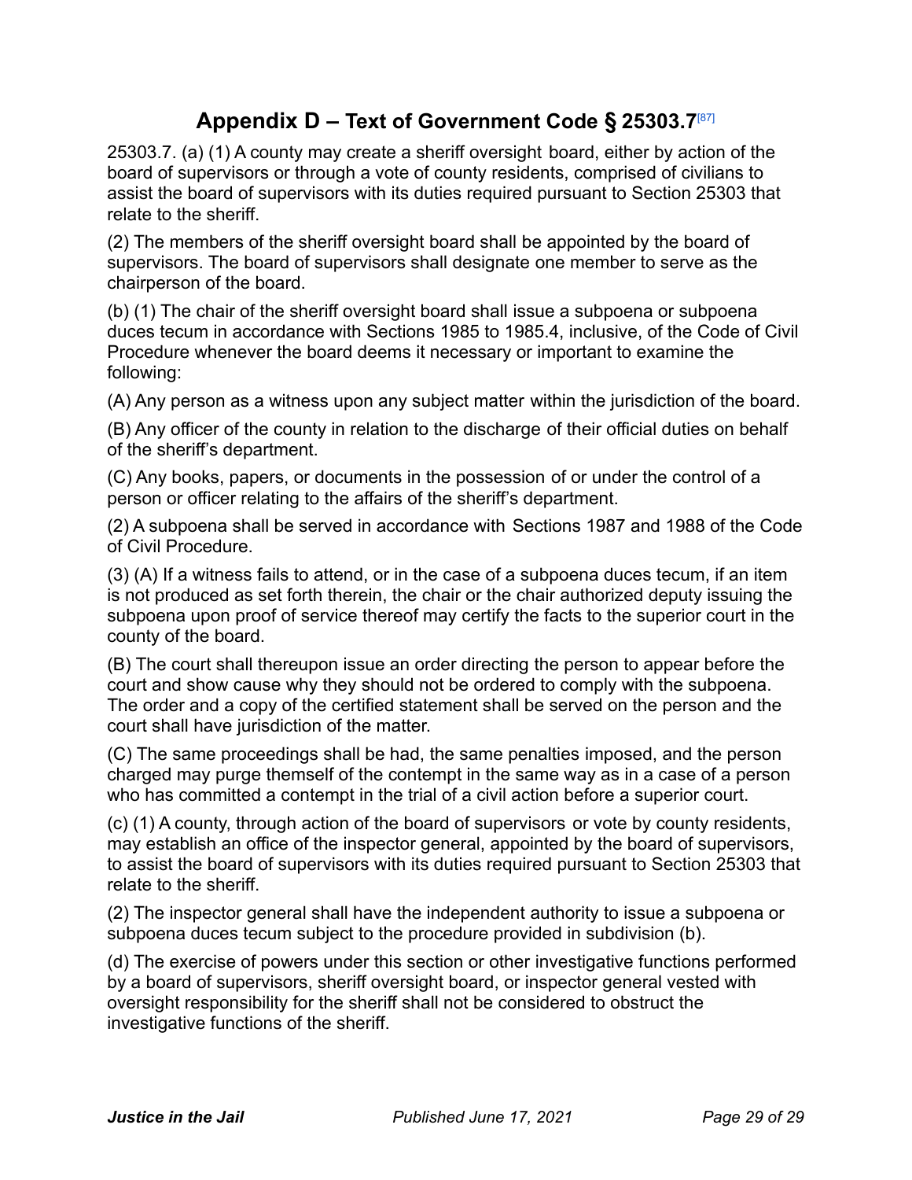# Appendix D – Text of Government Code § 25303.7[87]

25303.7. (a) (1) A county may create a sheriff oversight board, either by action of the board of supervisors or through a vote of county residents, comprised of civilians to assist the board of supervisors with its duties required pursuant to Section 25303 that relate to the sheriff.

(2) The members of the sheriff oversight board shall be appointed by the board of supervisors. The board of supervisors shall designate one member to serve as the chairperson of the board.

(b) (1) The chair of the sheriff oversight board shall issue a subpoena or subpoena duces tecum in accordance with Sections 1985 to 1985.4, inclusive, of the Code of Civil Procedure whenever the board deems it necessary or important to examine the following:

(A) Any person as a witness upon any subject matter within the jurisdiction of the board.

(B) Any officer of the county in relation to the discharge of their official duties on behalf of the sheriff's department.

(C) Any books, papers, or documents in the possession of or under the control of a person or officer relating to the affairs of the sheriff's department.

(2) A subpoena shall be served in accordance with Sections 1987 and 1988 of the Code of Civil Procedure.

(3) (A) If a witness fails to attend, or in the case of a subpoena duces tecum, if an item is not produced as set forth therein, the chair or the chair authorized deputy issuing the subpoena upon proof of service thereof may certify the facts to the superior court in the county of the board.

(B) The court shall thereupon issue an order directing the person to appear before the court and show cause why they should not be ordered to comply with the subpoena. The order and a copy of the certified statement shall be served on the person and the court shall have jurisdiction of the matter.

(C) The same proceedings shall be had, the same penalties imposed, and the person charged may purge themself of the contempt in the same way as in a case of a person who has committed a contempt in the trial of a civil action before a superior court.

(c) (1) A county, through action of the board of supervisors or vote by county residents, may establish an office of the inspector general, appointed by the board of supervisors, to assist the board of supervisors with its duties required pursuant to Section 25303 that relate to the sheriff.

(2) The inspector general shall have the independent authority to issue a subpoena or subpoena duces tecum subject to the procedure provided in subdivision (b).

(d) The exercise of powers under this section or other investigative functions performed by a board of supervisors, sheriff oversight board, or inspector general vested with oversight responsibility for the sheriff shall not be considered to obstruct the investigative functions of the sheriff.